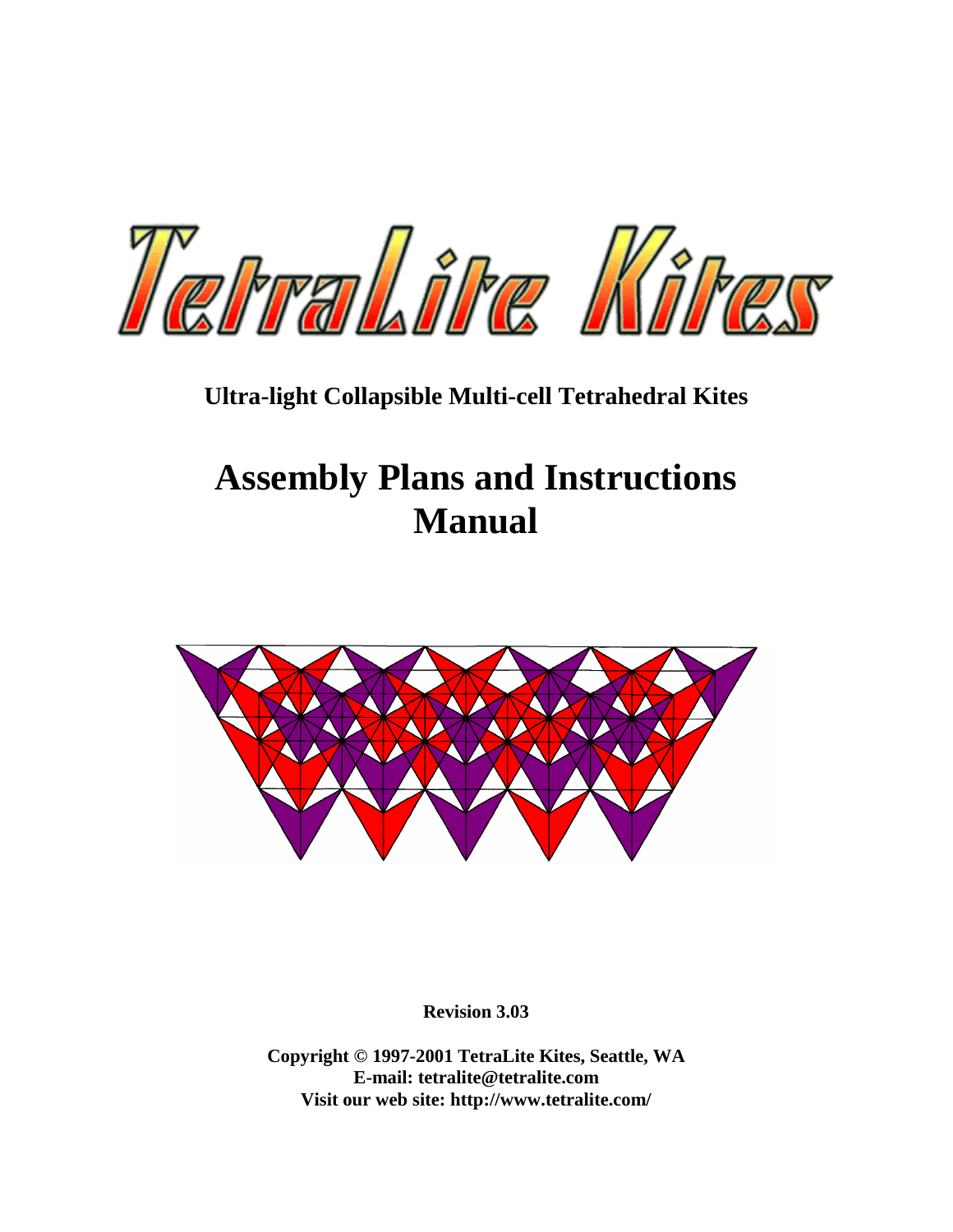# TetraLite Kites

**Ultra-light Collapsible Multi-cell Tetrahedral Kites**

## Assembly Plans and Instructions Manual

**Revision 3.03**

**Copyright © 1997-2001 TetraLite Kites, Seattle, WA**
**E-mail: tetralite@tetralite.com**
**Visit our web site: http://www.tetralite.com/**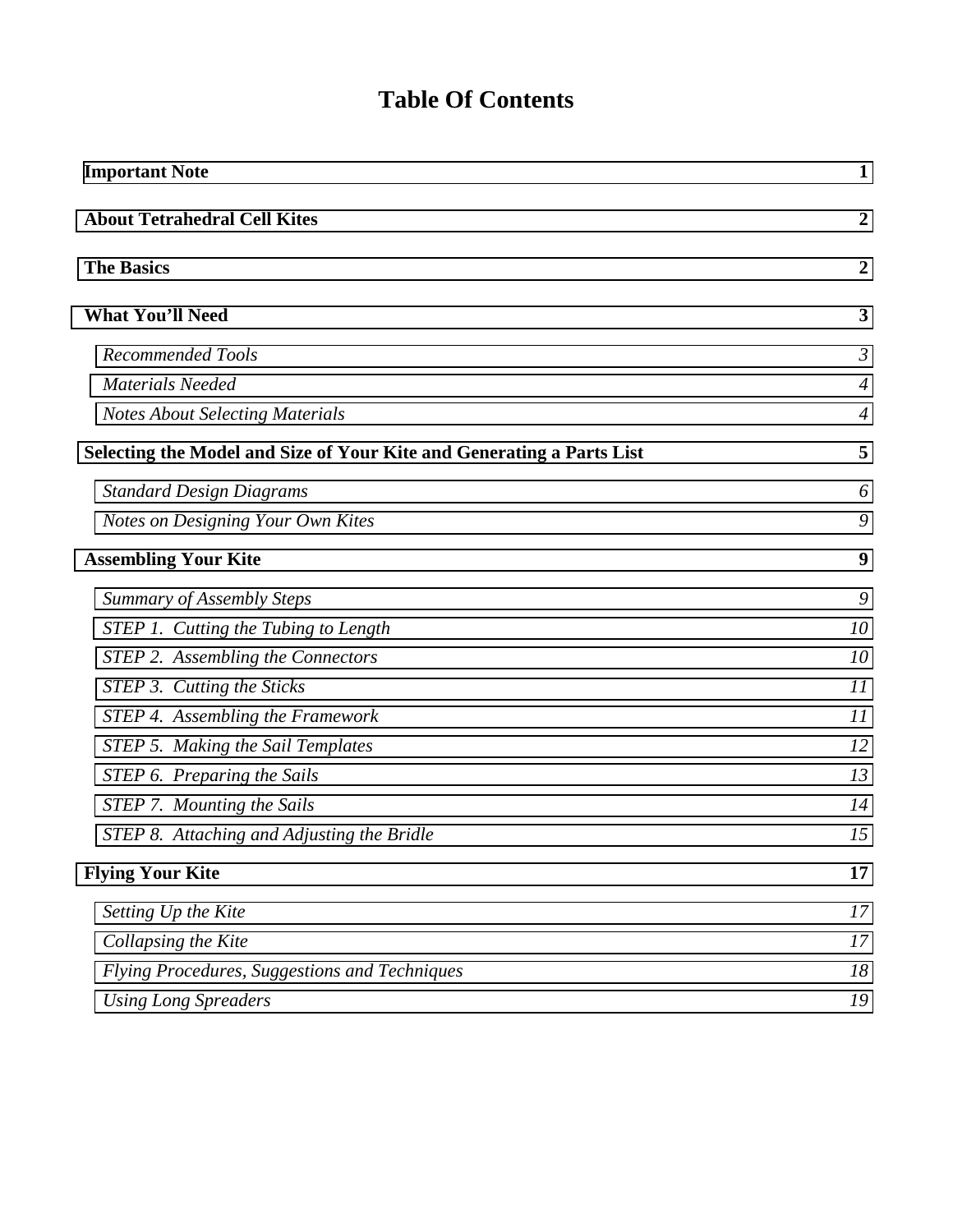# Table Of Contents

| | |
|---|---|
| **Important Note** | **1** |
| **About Tetrahedral Cell Kites** | **2** |
| **The Basics** | **2** |
| **What You'll Need** | **3** |
| *Recommended Tools* | *3* |
| *Materials Needed* | *4* |
| *Notes About Selecting Materials* | *4* |
| **Selecting the Model and Size of Your Kite and Generating a Parts List** | **5** |
| *Standard Design Diagrams* | *6* |
| *Notes on Designing Your Own Kites* | *9* |
| **Assembling Your Kite** | **9** |
| *Summary of Assembly Steps* | *9* |
| *STEP 1. Cutting the Tubing to Length* | *10* |
| *STEP 2. Assembling the Connectors* | *10* |
| *STEP 3. Cutting the Sticks* | *11* |
| *STEP 4. Assembling the Framework* | *11* |
| *STEP 5. Making the Sail Templates* | *12* |
| *STEP 6. Preparing the Sails* | *13* |
| *STEP 7. Mounting the Sails* | *14* |
| *STEP 8. Attaching and Adjusting the Bridle* | *15* |
| **Flying Your Kite** | **17** |
| *Setting Up the Kite* | *17* |
| *Collapsing the Kite* | *17* |
| *Flying Procedures, Suggestions and Techniques* | *18* |
| *Using Long Spreaders* | *19* |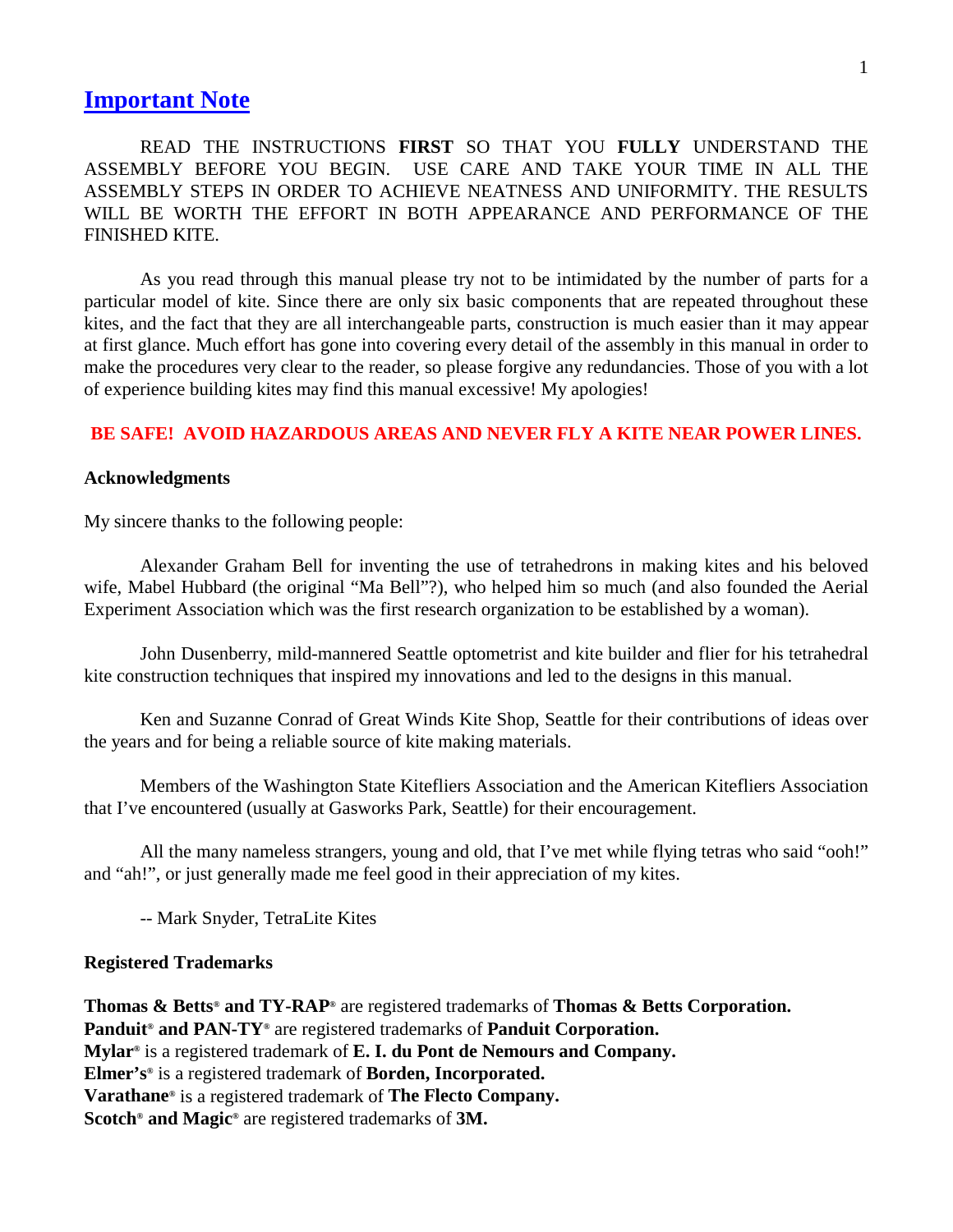## Important Note

READ THE INSTRUCTIONS **FIRST** SO THAT YOU **FULLY** UNDERSTAND THE ASSEMBLY BEFORE YOU BEGIN. USE CARE AND TAKE YOUR TIME IN ALL THE ASSEMBLY STEPS IN ORDER TO ACHIEVE NEATNESS AND UNIFORMITY. THE RESULTS WILL BE WORTH THE EFFORT IN BOTH APPEARANCE AND PERFORMANCE OF THE FINISHED KITE.

As you read through this manual please try not to be intimidated by the number of parts for a particular model of kite. Since there are only six basic components that are repeated throughout these kites, and the fact that they are all interchangeable parts, construction is much easier than it may appear at first glance. Much effort has gone into covering every detail of the assembly in this manual in order to make the procedures very clear to the reader, so please forgive any redundancies. Those of you with a lot of experience building kites may find this manual excessive! My apologies!

**BE SAFE! AVOID HAZARDOUS AREAS AND NEVER FLY A KITE NEAR POWER LINES.**

**Acknowledgments**

My sincere thanks to the following people:

Alexander Graham Bell for inventing the use of tetrahedrons in making kites and his beloved wife, Mabel Hubbard (the original "Ma Bell"?), who helped him so much (and also founded the Aerial Experiment Association which was the first research organization to be established by a woman).

John Dusenberry, mild-mannered Seattle optometrist and kite builder and flier for his tetrahedral kite construction techniques that inspired my innovations and led to the designs in this manual.

Ken and Suzanne Conrad of Great Winds Kite Shop, Seattle for their contributions of ideas over the years and for being a reliable source of kite making materials.

Members of the Washington State Kitefliers Association and the American Kitefliers Association that I've encountered (usually at Gasworks Park, Seattle) for their encouragement.

All the many nameless strangers, young and old, that I've met while flying tetras who said "ooh!" and "ah!", or just generally made me feel good in their appreciation of my kites.

-- Mark Snyder, TetraLite Kites

**Registered Trademarks**

**Thomas & Betts® and TY-RAP®** are registered trademarks of **Thomas & Betts Corporation.**
**Panduit® and PAN-TY®** are registered trademarks of **Panduit Corporation.**
**Mylar®** is a registered trademark of **E. I. du Pont de Nemours and Company.**
**Elmer's®** is a registered trademark of **Borden, Incorporated.**
**Varathane®** is a registered trademark of **The Flecto Company.**
**Scotch® and Magic®** are registered trademarks of **3M.**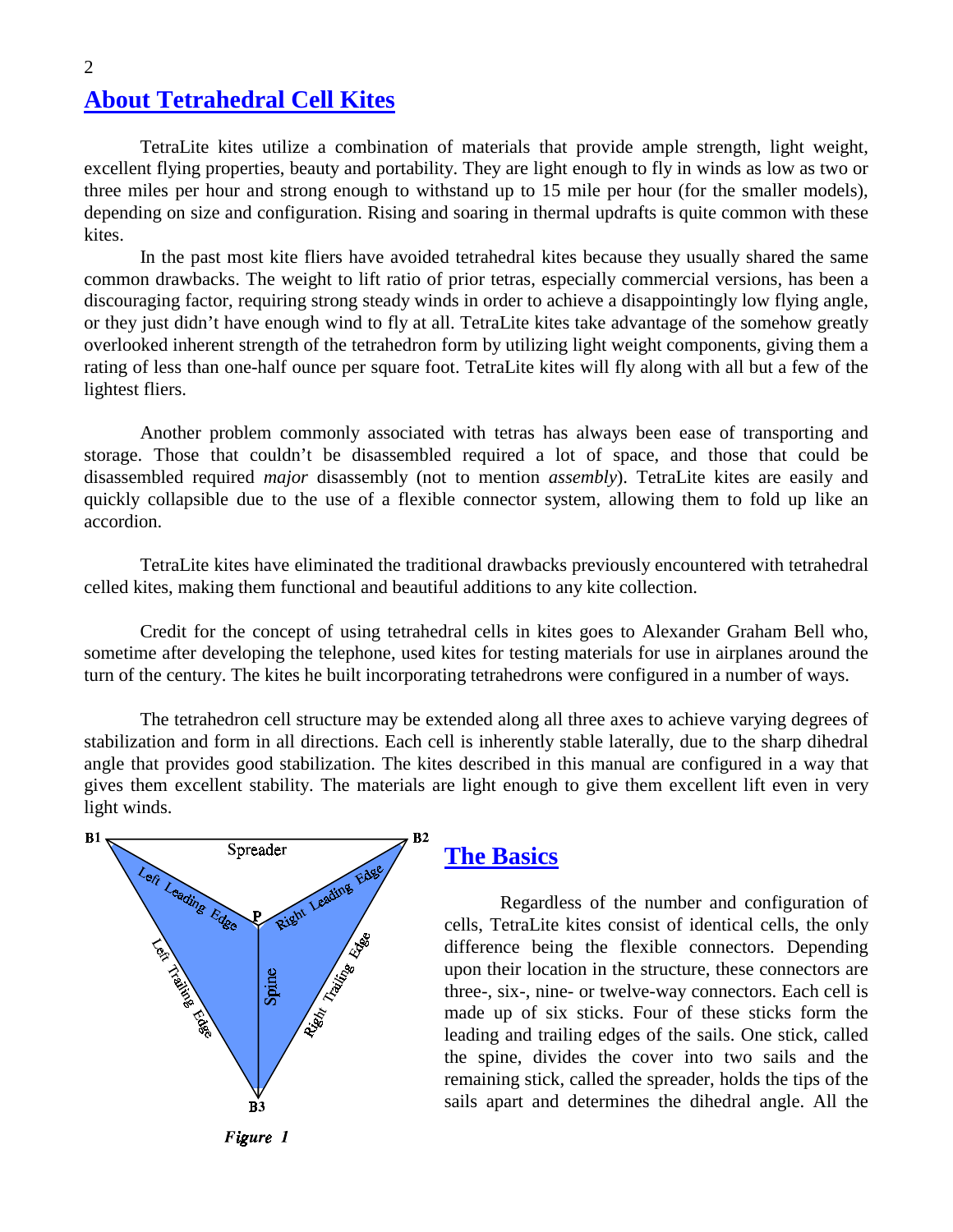## About Tetrahedral Cell Kites

TetraLite kites utilize a combination of materials that provide ample strength, light weight, excellent flying properties, beauty and portability. They are light enough to fly in winds as low as two or three miles per hour and strong enough to withstand up to 15 mile per hour (for the smaller models), depending on size and configuration. Rising and soaring in thermal updrafts is quite common with these kites.

In the past most kite fliers have avoided tetrahedral kites because they usually shared the same common drawbacks. The weight to lift ratio of prior tetras, especially commercial versions, has been a discouraging factor, requiring strong steady winds in order to achieve a disappointingly low flying angle, or they just didn't have enough wind to fly at all. TetraLite kites take advantage of the somehow greatly overlooked inherent strength of the tetrahedron form by utilizing light weight components, giving them a rating of less than one-half ounce per square foot. TetraLite kites will fly along with all but a few of the lightest fliers.

Another problem commonly associated with tetras has always been ease of transporting and storage. Those that couldn't be disassembled required a lot of space, and those that could be disassembled required *major* disassembly (not to mention *assembly*). TetraLite kites are easily and quickly collapsible due to the use of a flexible connector system, allowing them to fold up like an accordion.

TetraLite kites have eliminated the traditional drawbacks previously encountered with tetrahedral celled kites, making them functional and beautiful additions to any kite collection.

Credit for the concept of using tetrahedral cells in kites goes to Alexander Graham Bell who, sometime after developing the telephone, used kites for testing materials for use in airplanes around the turn of the century. The kites he built incorporating tetrahedrons were configured in a number of ways.

The tetrahedron cell structure may be extended along all three axes to achieve varying degrees of stabilization and form in all directions. Each cell is inherently stable laterally, due to the sharp dihedral angle that provides good stabilization. The kites described in this manual are configured in a way that gives them excellent stability. The materials are light enough to give them excellent lift even in very light winds.

B1, B2, B3, P — Spreader, Left Leading Edge, Right Leading Edge, Left Trailing Edge, Right Trailing Edge, Spine

*Figure 1*

## The Basics

Regardless of the number and configuration of cells, TetraLite kites consist of identical cells, the only difference being the flexible connectors. Depending upon their location in the structure, these connectors are three-, six-, nine- or twelve-way connectors. Each cell is made up of six sticks. Four of these sticks form the leading and trailing edges of the sails. One stick, called the spine, divides the cover into two sails and the remaining stick, called the spreader, holds the tips of the sails apart and determines the dihedral angle. All the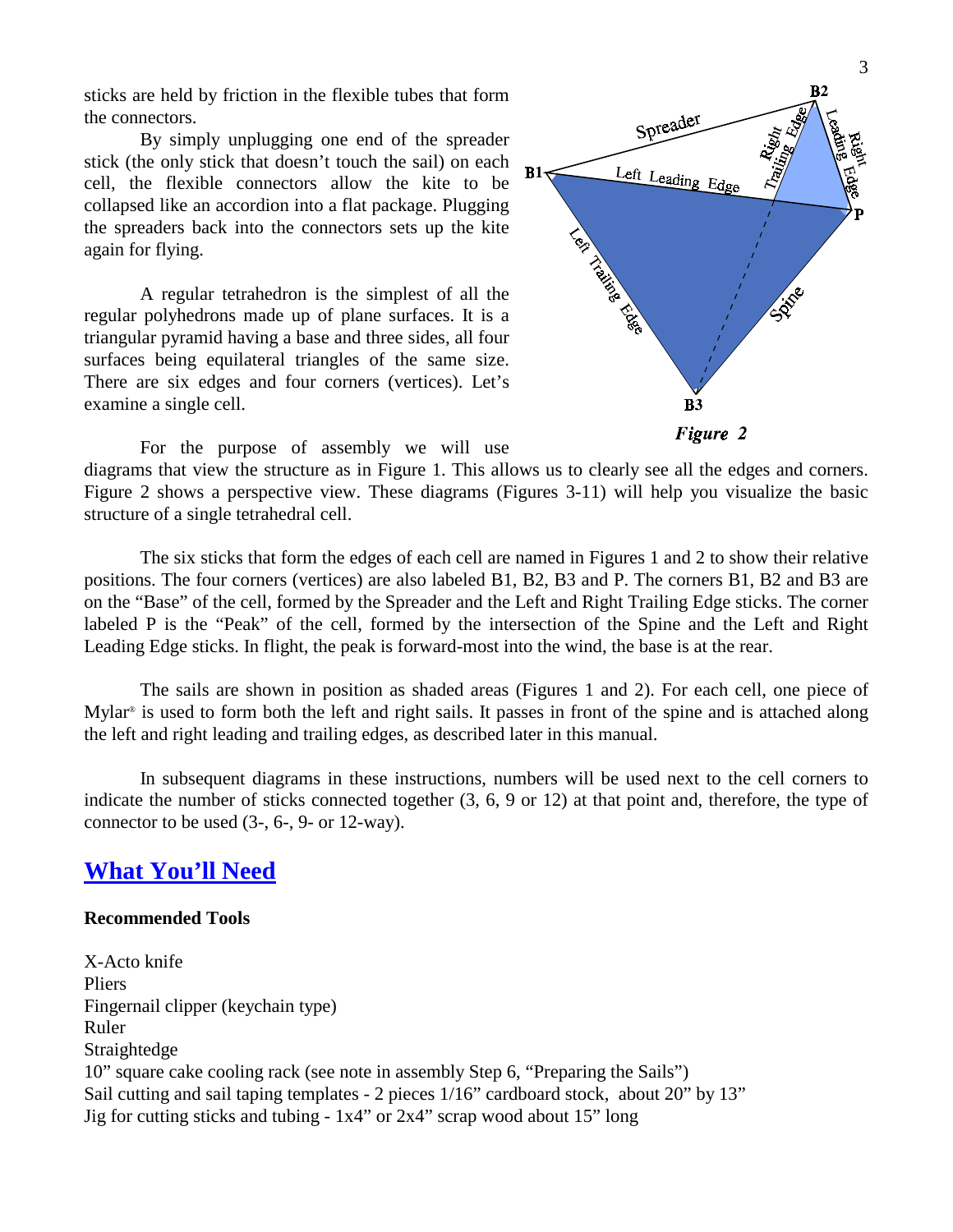sticks are held by friction in the flexible tubes that form the connectors.

By simply unplugging one end of the spreader stick (the only stick that doesn't touch the sail) on each cell, the flexible connectors allow the kite to be collapsed like an accordion into a flat package. Plugging the spreaders back into the connectors sets up the kite again for flying.

A regular tetrahedron is the simplest of all the regular polyhedrons made up of plane surfaces. It is a triangular pyramid having a base and three sides, all four surfaces being equilateral triangles of the same size. There are six edges and four corners (vertices). Let's examine a single cell.

*Figure 2*

For the purpose of assembly we will use diagrams that view the structure as in Figure 1. This allows us to clearly see all the edges and corners. Figure 2 shows a perspective view. These diagrams (Figures 3-11) will help you visualize the basic structure of a single tetrahedral cell.

The six sticks that form the edges of each cell are named in Figures 1 and 2 to show their relative positions. The four corners (vertices) are also labeled B1, B2, B3 and P. The corners B1, B2 and B3 are on the "Base" of the cell, formed by the Spreader and the Left and Right Trailing Edge sticks. The corner labeled P is the "Peak" of the cell, formed by the intersection of the Spine and the Left and Right Leading Edge sticks. In flight, the peak is forward-most into the wind, the base is at the rear.

The sails are shown in position as shaded areas (Figures 1 and 2). For each cell, one piece of Mylar® is used to form both the left and right sails. It passes in front of the spine and is attached along the left and right leading and trailing edges, as described later in this manual.

In subsequent diagrams in these instructions, numbers will be used next to the cell corners to indicate the number of sticks connected together (3, 6, 9 or 12) at that point and, therefore, the type of connector to be used (3-, 6-, 9- or 12-way).

## What You'll Need

**Recommended Tools**

X-Acto knife
Pliers
Fingernail clipper (keychain type)
Ruler
Straightedge
10" square cake cooling rack (see note in assembly Step 6, "Preparing the Sails")
Sail cutting and sail taping templates - 2 pieces 1/16" cardboard stock, about 20" by 13"
Jig for cutting sticks and tubing - 1x4" or 2x4" scrap wood about 15" long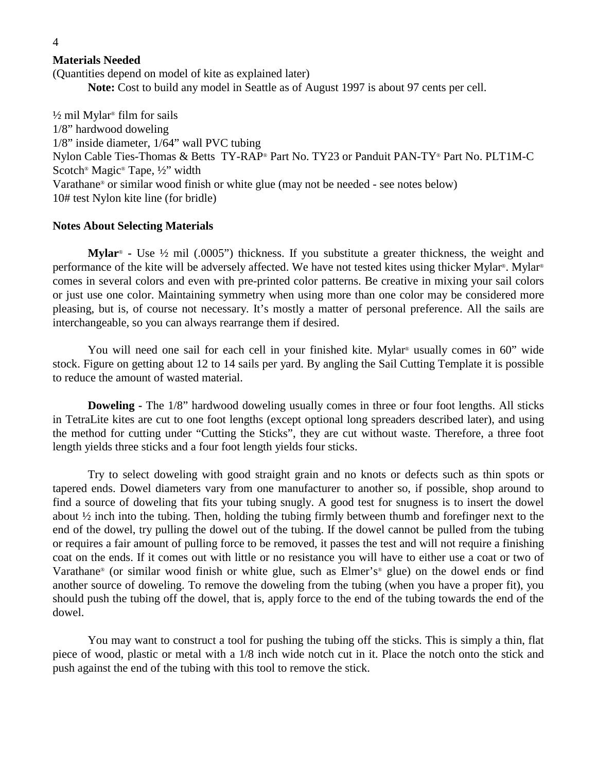## Materials Needed

(Quantities depend on model of kite as explained later)

**Note:** Cost to build any model in Seattle as of August 1997 is about 97 cents per cell.

½ mil Mylar® film for sails
1/8" hardwood doweling
1/8" inside diameter, 1/64" wall PVC tubing
Nylon Cable Ties-Thomas & Betts TY-RAP® Part No. TY23 or Panduit PAN-TY® Part No. PLT1M-C
Scotch® Magic® Tape, ½" width
Varathane® or similar wood finish or white glue (may not be needed - see notes below)
10# test Nylon kite line (for bridle)

## Notes About Selecting Materials

**Mylar® -** Use ½ mil (.0005") thickness. If you substitute a greater thickness, the weight and performance of the kite will be adversely affected. We have not tested kites using thicker Mylar®. Mylar® comes in several colors and even with pre-printed color patterns. Be creative in mixing your sail colors or just use one color. Maintaining symmetry when using more than one color may be considered more pleasing, but is, of course not necessary. It's mostly a matter of personal preference. All the sails are interchangeable, so you can always rearrange them if desired.

You will need one sail for each cell in your finished kite. Mylar® usually comes in 60" wide stock. Figure on getting about 12 to 14 sails per yard. By angling the Sail Cutting Template it is possible to reduce the amount of wasted material.

**Doweling -** The 1/8" hardwood doweling usually comes in three or four foot lengths. All sticks in TetraLite kites are cut to one foot lengths (except optional long spreaders described later), and using the method for cutting under "Cutting the Sticks", they are cut without waste. Therefore, a three foot length yields three sticks and a four foot length yields four sticks.

Try to select doweling with good straight grain and no knots or defects such as thin spots or tapered ends. Dowel diameters vary from one manufacturer to another so, if possible, shop around to find a source of doweling that fits your tubing snugly. A good test for snugness is to insert the dowel about ½ inch into the tubing. Then, holding the tubing firmly between thumb and forefinger next to the end of the dowel, try pulling the dowel out of the tubing. If the dowel cannot be pulled from the tubing or requires a fair amount of pulling force to be removed, it passes the test and will not require a finishing coat on the ends. If it comes out with little or no resistance you will have to either use a coat or two of Varathane® (or similar wood finish or white glue, such as Elmer's® glue) on the dowel ends or find another source of doweling. To remove the doweling from the tubing (when you have a proper fit), you should push the tubing off the dowel, that is, apply force to the end of the tubing towards the end of the dowel.

You may want to construct a tool for pushing the tubing off the sticks. This is simply a thin, flat piece of wood, plastic or metal with a 1/8 inch wide notch cut in it. Place the notch onto the stick and push against the end of the tubing with this tool to remove the stick.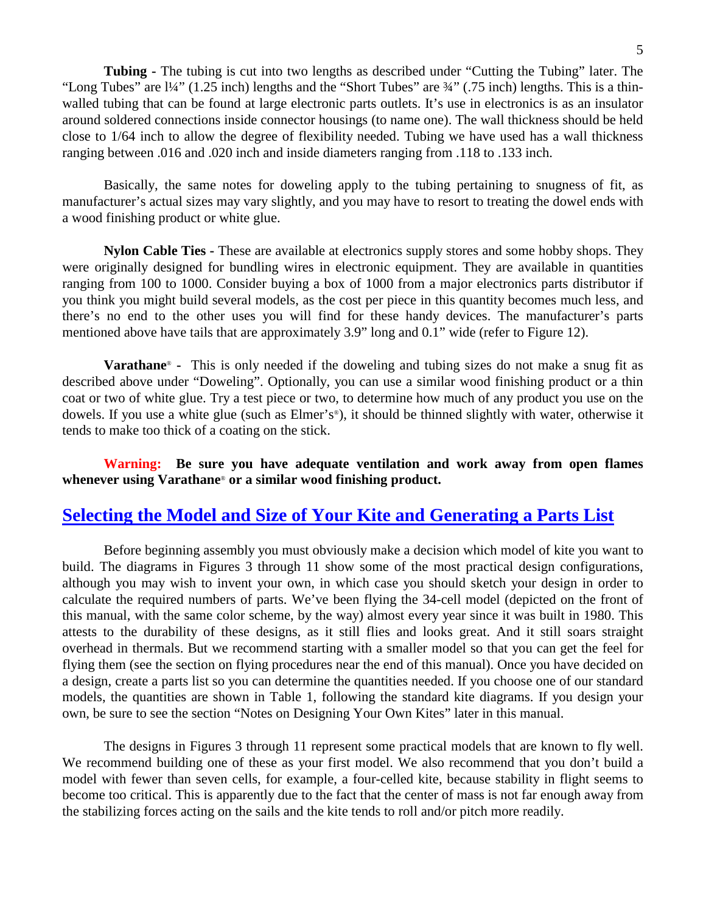**Tubing -** The tubing is cut into two lengths as described under “Cutting the Tubing” later. The “Long Tubes” are l¼” (1.25 inch) lengths and the “Short Tubes” are ¾” (.75 inch) lengths. This is a thin-walled tubing that can be found at large electronic parts outlets. It’s use in electronics is as an insulator around soldered connections inside connector housings (to name one). The wall thickness should be held close to 1/64 inch to allow the degree of flexibility needed. Tubing we have used has a wall thickness ranging between .016 and .020 inch and inside diameters ranging from .118 to .133 inch.

Basically, the same notes for doweling apply to the tubing pertaining to snugness of fit, as manufacturer’s actual sizes may vary slightly, and you may have to resort to treating the dowel ends with a wood finishing product or white glue.

**Nylon Cable Ties -** These are available at electronics supply stores and some hobby shops. They were originally designed for bundling wires in electronic equipment. They are available in quantities ranging from 100 to 1000. Consider buying a box of 1000 from a major electronics parts distributor if you think you might build several models, as the cost per piece in this quantity becomes much less, and there’s no end to the other uses you will find for these handy devices. The manufacturer’s parts mentioned above have tails that are approximately 3.9” long and 0.1” wide (refer to Figure 12).

**Varathane® -** This is only needed if the doweling and tubing sizes do not make a snug fit as described above under “Doweling”. Optionally, you can use a similar wood finishing product or a thin coat or two of white glue. Try a test piece or two, to determine how much of any product you use on the dowels. If you use a white glue (such as Elmer’s®), it should be thinned slightly with water, otherwise it tends to make too thick of a coating on the stick.

**Warning: Be sure you have adequate ventilation and work away from open flames whenever using Varathane® or a similar wood finishing product.**

## Selecting the Model and Size of Your Kite and Generating a Parts List

Before beginning assembly you must obviously make a decision which model of kite you want to build. The diagrams in Figures 3 through 11 show some of the most practical design configurations, although you may wish to invent your own, in which case you should sketch your design in order to calculate the required numbers of parts. We’ve been flying the 34-cell model (depicted on the front of this manual, with the same color scheme, by the way) almost every year since it was built in 1980. This attests to the durability of these designs, as it still flies and looks great. And it still soars straight overhead in thermals. But we recommend starting with a smaller model so that you can get the feel for flying them (see the section on flying procedures near the end of this manual). Once you have decided on a design, create a parts list so you can determine the quantities needed. If you choose one of our standard models, the quantities are shown in Table 1, following the standard kite diagrams. If you design your own, be sure to see the section “Notes on Designing Your Own Kites” later in this manual.

The designs in Figures 3 through 11 represent some practical models that are known to fly well. We recommend building one of these as your first model. We also recommend that you don’t build a model with fewer than seven cells, for example, a four-celled kite, because stability in flight seems to become too critical. This is apparently due to the fact that the center of mass is not far enough away from the stabilizing forces acting on the sails and the kite tends to roll and/or pitch more readily.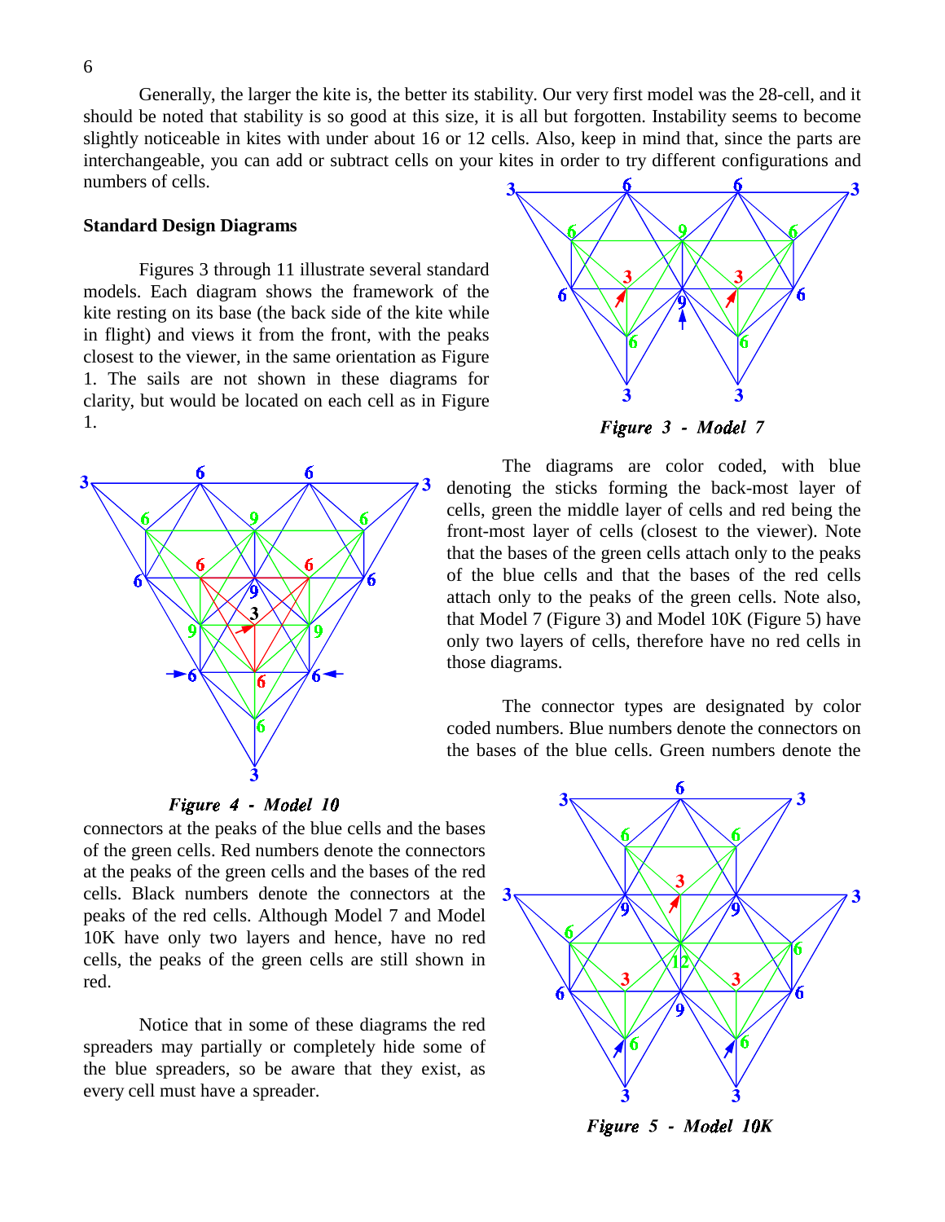Generally, the larger the kite is, the better its stability. Our very first model was the 28-cell, and it should be noted that stability is so good at this size, it is all but forgotten. Instability seems to become slightly noticeable in kites with under about 16 or 12 cells. Also, keep in mind that, since the parts are interchangeable, you can add or subtract cells on your kites in order to try different configurations and numbers of cells.

**Standard Design Diagrams**

Figures 3 through 11 illustrate several standard models. Each diagram shows the framework of the kite resting on its base (the back side of the kite while in flight) and views it from the front, with the peaks closest to the viewer, in the same orientation as Figure 1. The sails are not shown in these diagrams for clarity, but would be located on each cell as in Figure 1.

*Figure 3 - Model 7*

The diagrams are color coded, with blue denoting the sticks forming the back-most layer of cells, green the middle layer of cells and red being the front-most layer of cells (closest to the viewer). Note that the bases of the green cells attach only to the peaks of the blue cells and that the bases of the red cells attach only to the peaks of the green cells. Note also, that Model 7 (Figure 3) and Model 10K (Figure 5) have only two layers of cells, therefore have no red cells in those diagrams.

The connector types are designated by color coded numbers. Blue numbers denote the connectors on the bases of the blue cells. Green numbers denote the connectors at the peaks of the blue cells and the bases of the green cells. Red numbers denote the connectors at the peaks of the green cells and the bases of the red cells. Black numbers denote the connectors at the peaks of the red cells. Although Model 7 and Model 10K have only two layers and hence, have no red cells, the peaks of the green cells are still shown in red.

*Figure 4 - Model 10*

Notice that in some of these diagrams the red spreaders may partially or completely hide some of the blue spreaders, so be aware that they exist, as every cell must have a spreader.

*Figure 5 - Model 10K*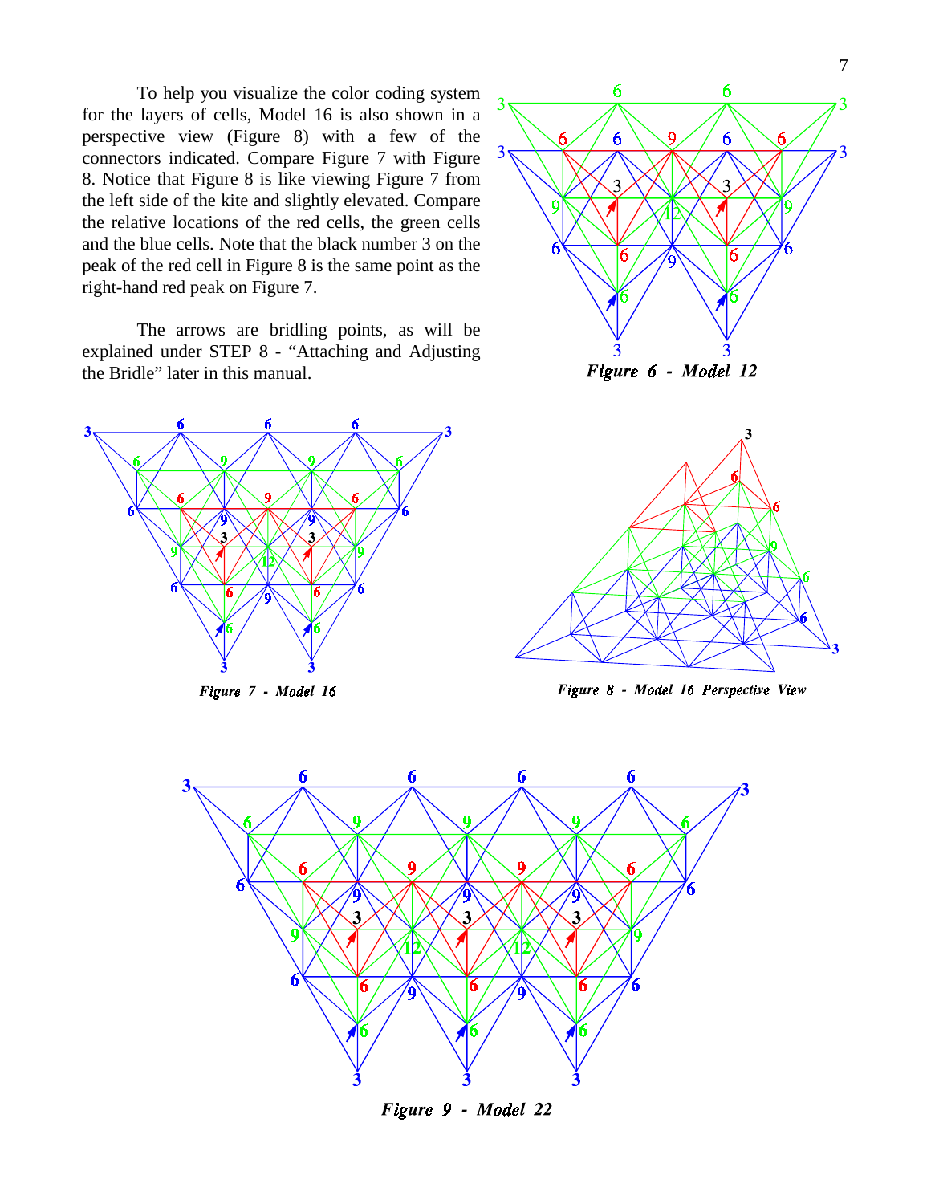To help you visualize the color coding system for the layers of cells, Model 16 is also shown in a perspective view (Figure 8) with a few of the connectors indicated. Compare Figure 7 with Figure 8. Notice that Figure 8 is like viewing Figure 7 from the left side of the kite and slightly elevated. Compare the relative locations of the red cells, the green cells and the blue cells. Note that the black number 3 on the peak of the red cell in Figure 8 is the same point as the right-hand red peak on Figure 7.

The arrows are bridling points, as will be explained under STEP 8 - "Attaching and Adjusting the Bridle" later in this manual.

*Figure 6 - Model 12*

*Figure 7 - Model 16*

*Figure 8 - Model 16 Perspective View*

*Figure 9 - Model 22*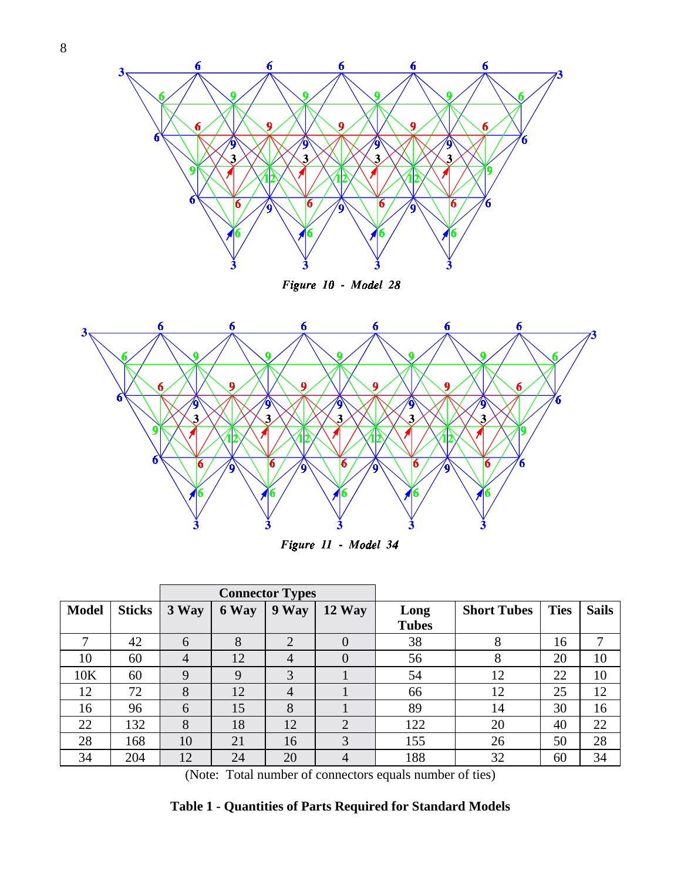*Figure 10 - Model 28*

*Figure 11 - Model 34*

| Model | Sticks | Connector Types | | | | Long Tubes | Short Tubes | Ties | Sails |
|---|---|---|---|---|---|---|---|---|---|
| | | 3 Way | 6 Way | 9 Way | 12 Way | | | | |
| 7 | 42 | 6 | 8 | 2 | 0 | 38 | 8 | 16 | 7 |
| 10 | 60 | 4 | 12 | 4 | 0 | 56 | 8 | 20 | 10 |
| 10K | 60 | 9 | 9 | 3 | 1 | 54 | 12 | 22 | 10 |
| 12 | 72 | 8 | 12 | 4 | 1 | 66 | 12 | 25 | 12 |
| 16 | 96 | 6 | 15 | 8 | 1 | 89 | 14 | 30 | 16 |
| 22 | 132 | 8 | 18 | 12 | 2 | 122 | 20 | 40 | 22 |
| 28 | 168 | 10 | 21 | 16 | 3 | 155 | 26 | 50 | 28 |
| 34 | 204 | 12 | 24 | 20 | 4 | 188 | 32 | 60 | 34 |

(Note: Total number of connectors equals number of ties)

**Table 1 - Quantities of Parts Required for Standard Models**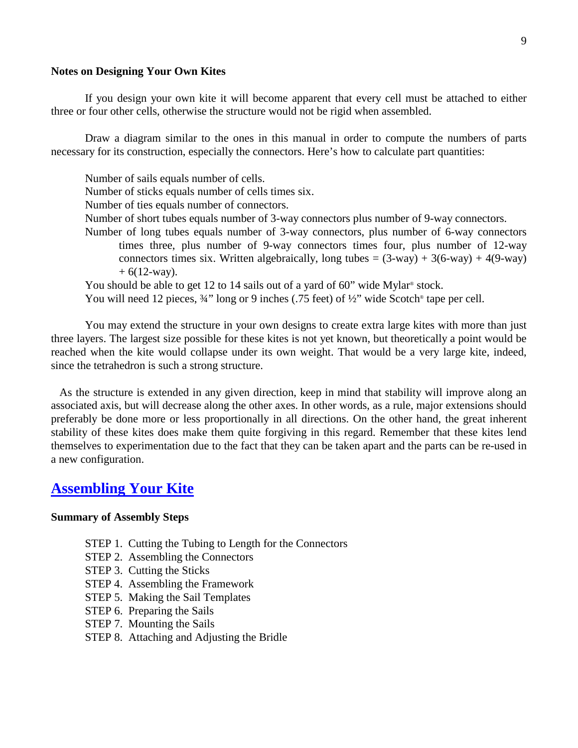**Notes on Designing Your Own Kites**

If you design your own kite it will become apparent that every cell must be attached to either three or four other cells, otherwise the structure would not be rigid when assembled.

Draw a diagram similar to the ones in this manual in order to compute the numbers of parts necessary for its construction, especially the connectors. Here's how to calculate part quantities:

Number of sails equals number of cells.
Number of sticks equals number of cells times six.
Number of ties equals number of connectors.
Number of short tubes equals number of 3-way connectors plus number of 9-way connectors.
Number of long tubes equals number of 3-way connectors, plus number of 6-way connectors times three, plus number of 9-way connectors times four, plus number of 12-way connectors times six. Written algebraically, long tubes = (3-way) + 3(6-way) + 4(9-way) + 6(12-way).
You should be able to get 12 to 14 sails out of a yard of 60" wide Mylar® stock.
You will need 12 pieces, ¾" long or 9 inches (.75 feet) of ½" wide Scotch® tape per cell.

You may extend the structure in your own designs to create extra large kites with more than just three layers. The largest size possible for these kites is not yet known, but theoretically a point would be reached when the kite would collapse under its own weight. That would be a very large kite, indeed, since the tetrahedron is such a strong structure.

As the structure is extended in any given direction, keep in mind that stability will improve along an associated axis, but will decrease along the other axes. In other words, as a rule, major extensions should preferably be done more or less proportionally in all directions. On the other hand, the great inherent stability of these kites does make them quite forgiving in this regard. Remember that these kites lend themselves to experimentation due to the fact that they can be taken apart and the parts can be re-used in a new configuration.

## Assembling Your Kite

**Summary of Assembly Steps**

STEP 1. Cutting the Tubing to Length for the Connectors
STEP 2. Assembling the Connectors
STEP 3. Cutting the Sticks
STEP 4. Assembling the Framework
STEP 5. Making the Sail Templates
STEP 6. Preparing the Sails
STEP 7. Mounting the Sails
STEP 8. Attaching and Adjusting the Bridle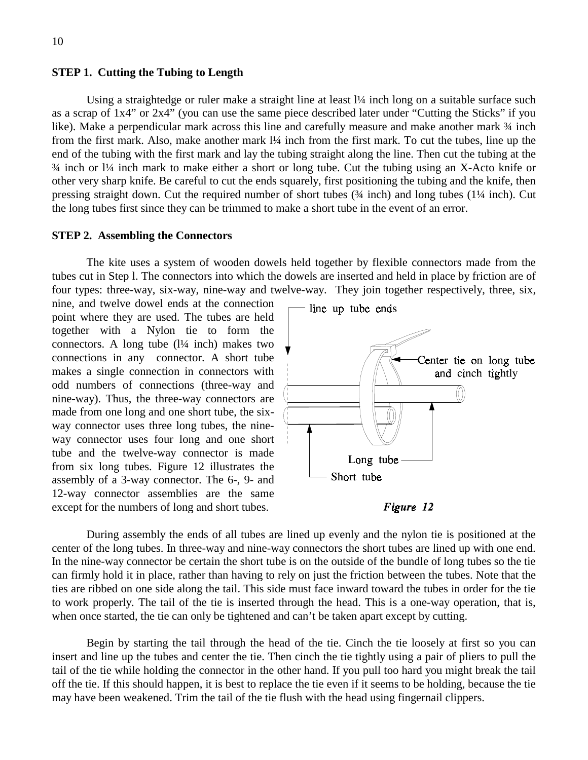**STEP 1. Cutting the Tubing to Length**

Using a straightedge or ruler make a straight line at least l¼ inch long on a suitable surface such as a scrap of 1x4" or 2x4" (you can use the same piece described later under "Cutting the Sticks" if you like). Make a perpendicular mark across this line and carefully measure and make another mark ¾ inch from the first mark. Also, make another mark l¼ inch from the first mark. To cut the tubes, line up the end of the tubing with the first mark and lay the tubing straight along the line. Then cut the tubing at the ¾ inch or l¼ inch mark to make either a short or long tube. Cut the tubing using an X-Acto knife or other very sharp knife. Be careful to cut the ends squarely, first positioning the tubing and the knife, then pressing straight down. Cut the required number of short tubes (¾ inch) and long tubes (1¼ inch). Cut the long tubes first since they can be trimmed to make a short tube in the event of an error.

**STEP 2. Assembling the Connectors**

The kite uses a system of wooden dowels held together by flexible connectors made from the tubes cut in Step l. The connectors into which the dowels are inserted and held in place by friction are of four types: three-way, six-way, nine-way and twelve-way. They join together respectively, three, six, nine, and twelve dowel ends at the connection point where they are used. The tubes are held together with a Nylon tie to form the connectors. A long tube (l¼ inch) makes two connections in any connector. A short tube makes a single connection in connectors with odd numbers of connections (three-way and nine-way). Thus, the three-way connectors are made from one long and one short tube, the six-way connector uses three long tubes, the nine-way connector uses four long and one short tube and the twelve-way connector is made from six long tubes. Figure 12 illustrates the assembly of a 3-way connector. The 6-, 9- and 12-way connector assemblies are the same except for the numbers of long and short tubes.

line up tube ends

Center tie on long tube and cinch tightly

Long tube

Short tube

*Figure 12*

During assembly the ends of all tubes are lined up evenly and the nylon tie is positioned at the center of the long tubes. In three-way and nine-way connectors the short tubes are lined up with one end. In the nine-way connector be certain the short tube is on the outside of the bundle of long tubes so the tie can firmly hold it in place, rather than having to rely on just the friction between the tubes. Note that the ties are ribbed on one side along the tail. This side must face inward toward the tubes in order for the tie to work properly. The tail of the tie is inserted through the head. This is a one-way operation, that is, when once started, the tie can only be tightened and can't be taken apart except by cutting.

Begin by starting the tail through the head of the tie. Cinch the tie loosely at first so you can insert and line up the tubes and center the tie. Then cinch the tie tightly using a pair of pliers to pull the tail of the tie while holding the connector in the other hand. If you pull too hard you might break the tail off the tie. If this should happen, it is best to replace the tie even if it seems to be holding, because the tie may have been weakened. Trim the tail of the tie flush with the head using fingernail clippers.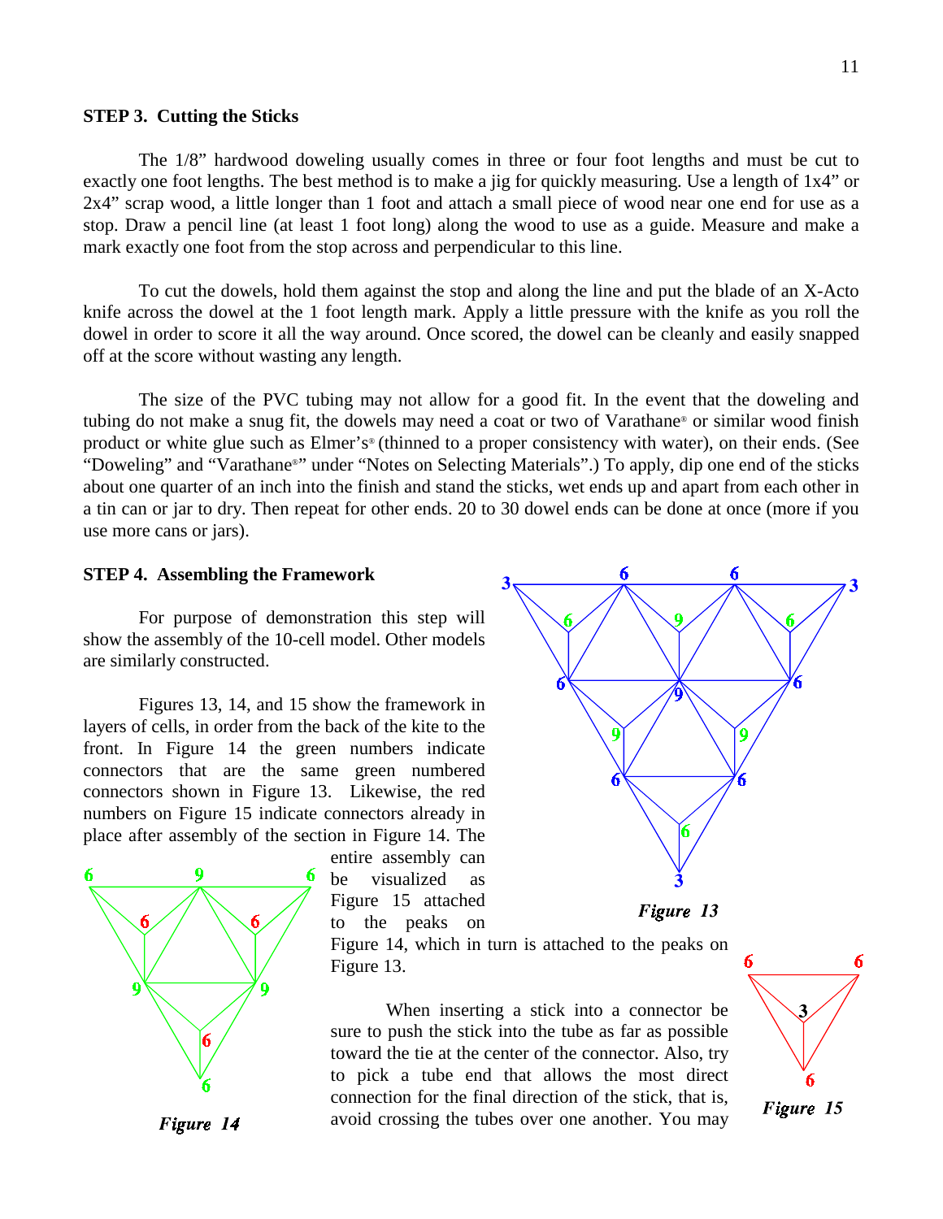### STEP 3. Cutting the Sticks

The 1/8" hardwood doweling usually comes in three or four foot lengths and must be cut to exactly one foot lengths. The best method is to make a jig for quickly measuring. Use a length of 1x4" or 2x4" scrap wood, a little longer than 1 foot and attach a small piece of wood near one end for use as a stop. Draw a pencil line (at least 1 foot long) along the wood to use as a guide. Measure and make a mark exactly one foot from the stop across and perpendicular to this line.

To cut the dowels, hold them against the stop and along the line and put the blade of an X-Acto knife across the dowel at the 1 foot length mark. Apply a little pressure with the knife as you roll the dowel in order to score it all the way around. Once scored, the dowel can be cleanly and easily snapped off at the score without wasting any length.

The size of the PVC tubing may not allow for a good fit. In the event that the doweling and tubing do not make a snug fit, the dowels may need a coat or two of Varathane® or similar wood finish product or white glue such as Elmer's® (thinned to a proper consistency with water), on their ends. (See "Doweling" and "Varathane®" under "Notes on Selecting Materials".) To apply, dip one end of the sticks about one quarter of an inch into the finish and stand the sticks, wet ends up and apart from each other in a tin can or jar to dry. Then repeat for other ends. 20 to 30 dowel ends can be done at once (more if you use more cans or jars).

### STEP 4. Assembling the Framework

For purpose of demonstration this step will show the assembly of the 10-cell model. Other models are similarly constructed.

Figures 13, 14, and 15 show the framework in layers of cells, in order from the back of the kite to the front. In Figure 14 the green numbers indicate connectors that are the same green numbered connectors shown in Figure 13. Likewise, the red numbers on Figure 15 indicate connectors already in place after assembly of the section in Figure 14. The entire assembly can be visualized as Figure 15 attached to the peaks on Figure 14, which in turn is attached to the peaks on Figure 13.

*Figure 13*

*Figure 14*

*Figure 15*

When inserting a stick into a connector be sure to push the stick into the tube as far as possible toward the tie at the center of the connector. Also, try to pick a tube end that allows the most direct connection for the final direction of the stick, that is, avoid crossing the tubes over one another. You may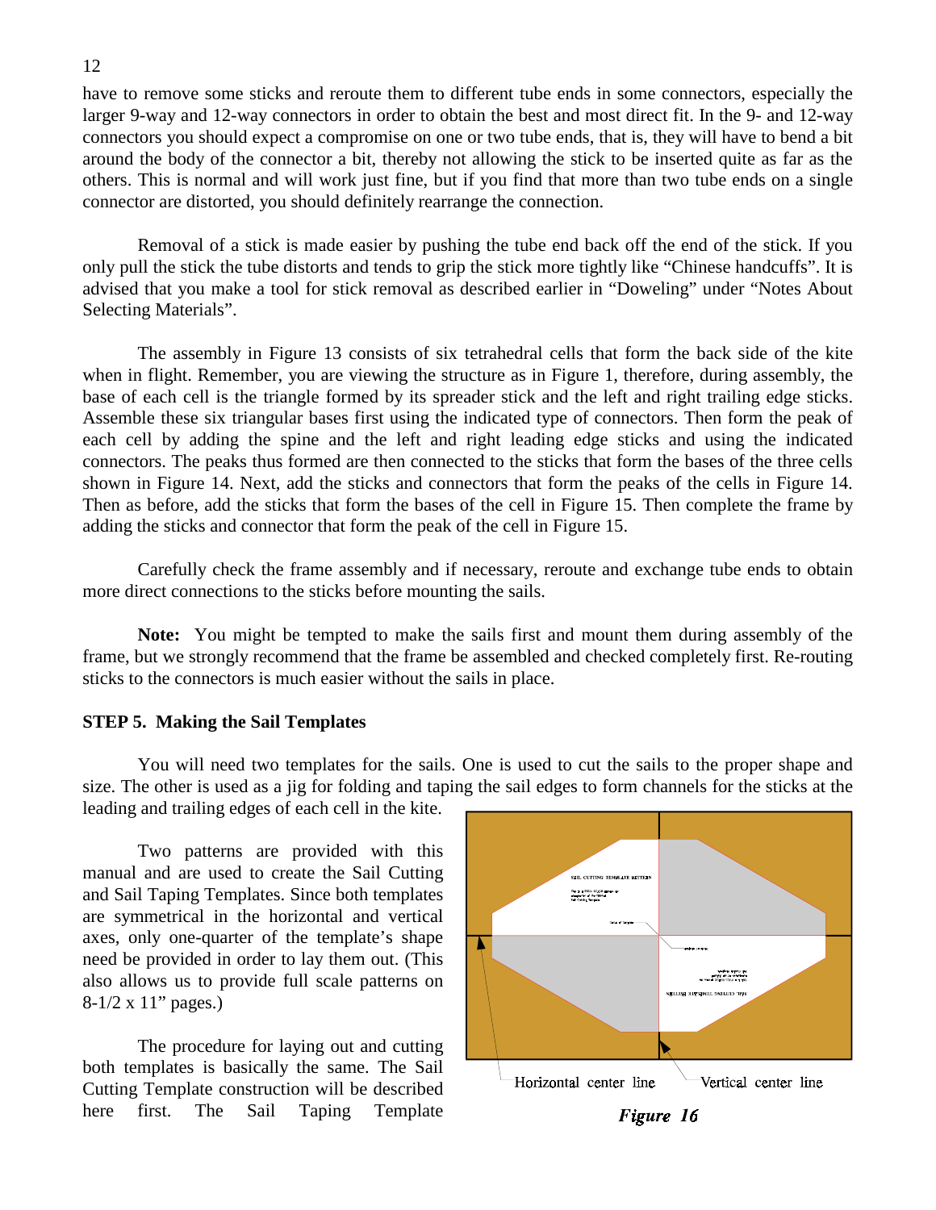have to remove some sticks and reroute them to different tube ends in some connectors, especially the larger 9-way and 12-way connectors in order to obtain the best and most direct fit. In the 9- and 12-way connectors you should expect a compromise on one or two tube ends, that is, they will have to bend a bit around the body of the connector a bit, thereby not allowing the stick to be inserted quite as far as the others. This is normal and will work just fine, but if you find that more than two tube ends on a single connector are distorted, you should definitely rearrange the connection.

Removal of a stick is made easier by pushing the tube end back off the end of the stick. If you only pull the stick the tube distorts and tends to grip the stick more tightly like "Chinese handcuffs". It is advised that you make a tool for stick removal as described earlier in "Doweling" under "Notes About Selecting Materials".

The assembly in Figure 13 consists of six tetrahedral cells that form the back side of the kite when in flight. Remember, you are viewing the structure as in Figure 1, therefore, during assembly, the base of each cell is the triangle formed by its spreader stick and the left and right trailing edge sticks. Assemble these six triangular bases first using the indicated type of connectors. Then form the peak of each cell by adding the spine and the left and right leading edge sticks and using the indicated connectors. The peaks thus formed are then connected to the sticks that form the bases of the three cells shown in Figure 14. Next, add the sticks and connectors that form the peaks of the cells in Figure 14. Then as before, add the sticks that form the bases of the cell in Figure 15. Then complete the frame by adding the sticks and connector that form the peak of the cell in Figure 15.

Carefully check the frame assembly and if necessary, reroute and exchange tube ends to obtain more direct connections to the sticks before mounting the sails.

**Note:** You might be tempted to make the sails first and mount them during assembly of the frame, but we strongly recommend that the frame be assembled and checked completely first. Re-routing sticks to the connectors is much easier without the sails in place.

**STEP 5. Making the Sail Templates**

You will need two templates for the sails. One is used to cut the sails to the proper shape and size. The other is used as a jig for folding and taping the sail edges to form channels for the sticks at the leading and trailing edges of each cell in the kite.

Two patterns are provided with this manual and are used to create the Sail Cutting and Sail Taping Templates. Since both templates are symmetrical in the horizontal and vertical axes, only one-quarter of the template's shape need be provided in order to lay them out. (This also allows us to provide full scale patterns on 8-1/2 x 11" pages.)

The procedure for laying out and cutting both templates is basically the same. The Sail Cutting Template construction will be described here first. The Sail Taping Template

Horizontal center line    Vertical center line

*Figure 16*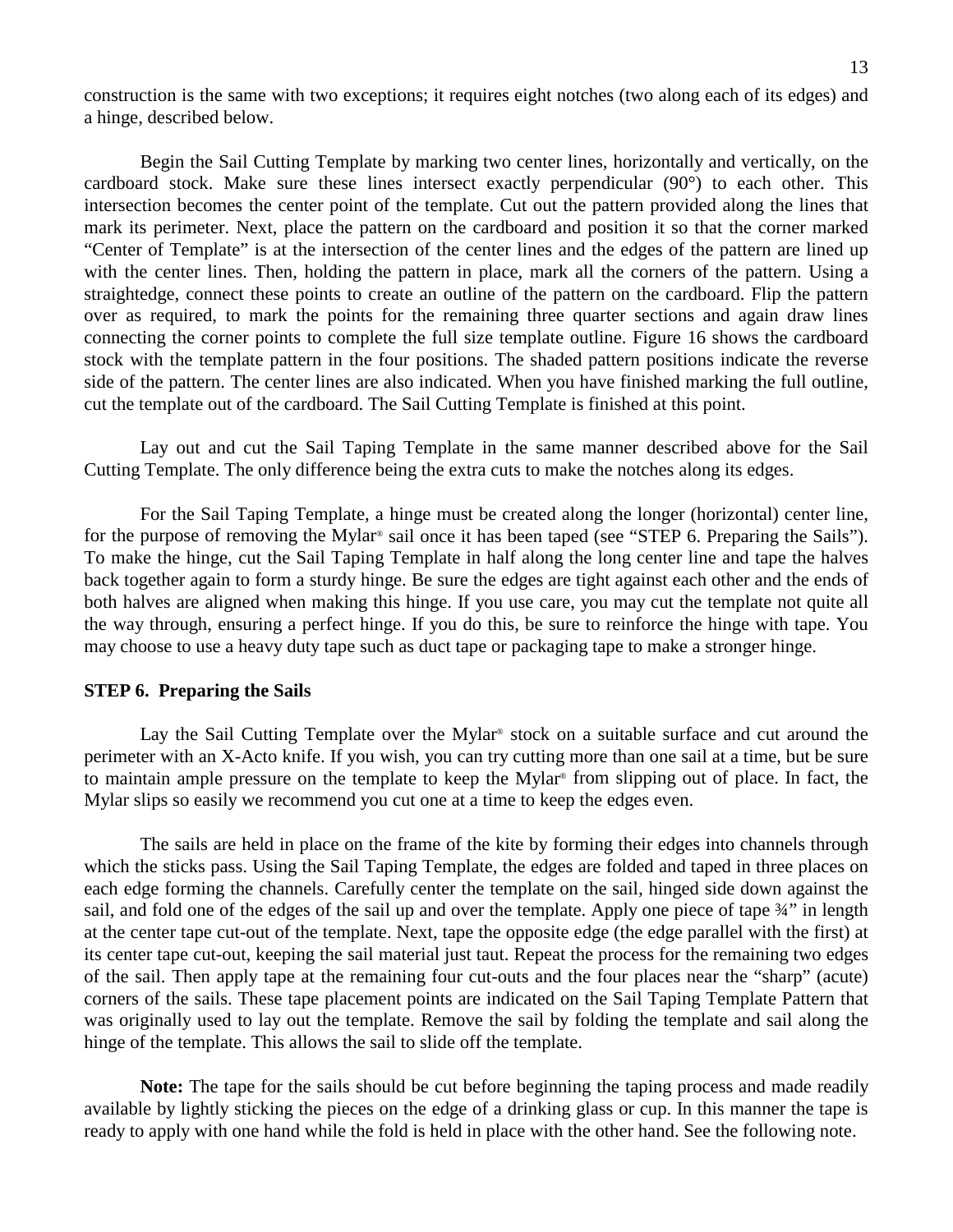construction is the same with two exceptions; it requires eight notches (two along each of its edges) and a hinge, described below.

Begin the Sail Cutting Template by marking two center lines, horizontally and vertically, on the cardboard stock. Make sure these lines intersect exactly perpendicular (90°) to each other. This intersection becomes the center point of the template. Cut out the pattern provided along the lines that mark its perimeter. Next, place the pattern on the cardboard and position it so that the corner marked "Center of Template" is at the intersection of the center lines and the edges of the pattern are lined up with the center lines. Then, holding the pattern in place, mark all the corners of the pattern. Using a straightedge, connect these points to create an outline of the pattern on the cardboard. Flip the pattern over as required, to mark the points for the remaining three quarter sections and again draw lines connecting the corner points to complete the full size template outline. Figure 16 shows the cardboard stock with the template pattern in the four positions. The shaded pattern positions indicate the reverse side of the pattern. The center lines are also indicated. When you have finished marking the full outline, cut the template out of the cardboard. The Sail Cutting Template is finished at this point.

Lay out and cut the Sail Taping Template in the same manner described above for the Sail Cutting Template. The only difference being the extra cuts to make the notches along its edges.

For the Sail Taping Template, a hinge must be created along the longer (horizontal) center line, for the purpose of removing the Mylar® sail once it has been taped (see "STEP 6. Preparing the Sails"). To make the hinge, cut the Sail Taping Template in half along the long center line and tape the halves back together again to form a sturdy hinge. Be sure the edges are tight against each other and the ends of both halves are aligned when making this hinge. If you use care, you may cut the template not quite all the way through, ensuring a perfect hinge. If you do this, be sure to reinforce the hinge with tape. You may choose to use a heavy duty tape such as duct tape or packaging tape to make a stronger hinge.

**STEP 6. Preparing the Sails**

Lay the Sail Cutting Template over the Mylar® stock on a suitable surface and cut around the perimeter with an X-Acto knife. If you wish, you can try cutting more than one sail at a time, but be sure to maintain ample pressure on the template to keep the Mylar® from slipping out of place. In fact, the Mylar slips so easily we recommend you cut one at a time to keep the edges even.

The sails are held in place on the frame of the kite by forming their edges into channels through which the sticks pass. Using the Sail Taping Template, the edges are folded and taped in three places on each edge forming the channels. Carefully center the template on the sail, hinged side down against the sail, and fold one of the edges of the sail up and over the template. Apply one piece of tape ¾" in length at the center tape cut-out of the template. Next, tape the opposite edge (the edge parallel with the first) at its center tape cut-out, keeping the sail material just taut. Repeat the process for the remaining two edges of the sail. Then apply tape at the remaining four cut-outs and the four places near the "sharp" (acute) corners of the sails. These tape placement points are indicated on the Sail Taping Template Pattern that was originally used to lay out the template. Remove the sail by folding the template and sail along the hinge of the template. This allows the sail to slide off the template.

**Note:** The tape for the sails should be cut before beginning the taping process and made readily available by lightly sticking the pieces on the edge of a drinking glass or cup. In this manner the tape is ready to apply with one hand while the fold is held in place with the other hand. See the following note.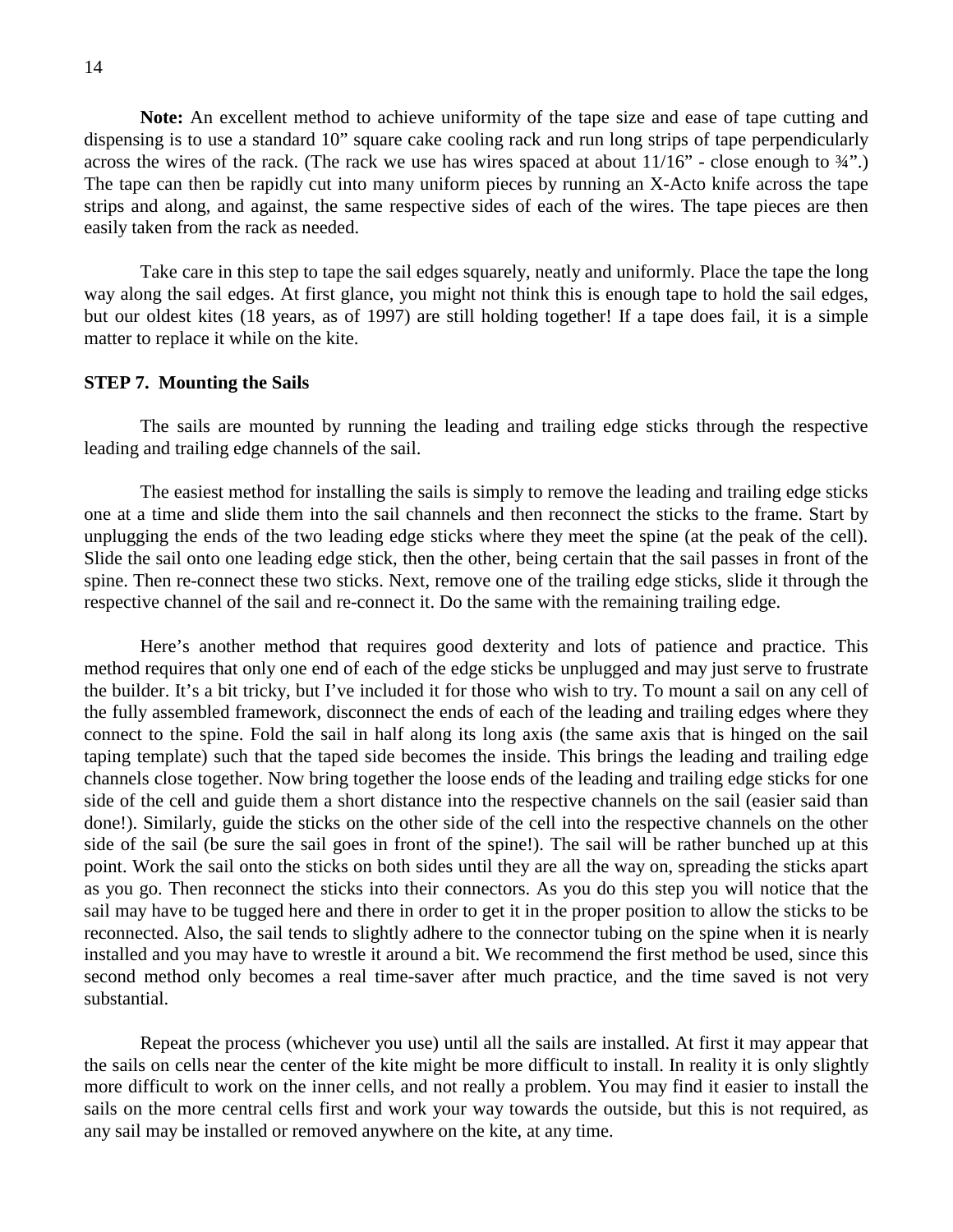**Note:** An excellent method to achieve uniformity of the tape size and ease of tape cutting and dispensing is to use a standard 10" square cake cooling rack and run long strips of tape perpendicularly across the wires of the rack. (The rack we use has wires spaced at about 11/16" - close enough to ¾".) The tape can then be rapidly cut into many uniform pieces by running an X-Acto knife across the tape strips and along, and against, the same respective sides of each of the wires. The tape pieces are then easily taken from the rack as needed.

Take care in this step to tape the sail edges squarely, neatly and uniformly. Place the tape the long way along the sail edges. At first glance, you might not think this is enough tape to hold the sail edges, but our oldest kites (18 years, as of 1997) are still holding together! If a tape does fail, it is a simple matter to replace it while on the kite.

**STEP 7. Mounting the Sails**

The sails are mounted by running the leading and trailing edge sticks through the respective leading and trailing edge channels of the sail.

The easiest method for installing the sails is simply to remove the leading and trailing edge sticks one at a time and slide them into the sail channels and then reconnect the sticks to the frame. Start by unplugging the ends of the two leading edge sticks where they meet the spine (at the peak of the cell). Slide the sail onto one leading edge stick, then the other, being certain that the sail passes in front of the spine. Then re-connect these two sticks. Next, remove one of the trailing edge sticks, slide it through the respective channel of the sail and re-connect it. Do the same with the remaining trailing edge.

Here's another method that requires good dexterity and lots of patience and practice. This method requires that only one end of each of the edge sticks be unplugged and may just serve to frustrate the builder. It's a bit tricky, but I've included it for those who wish to try. To mount a sail on any cell of the fully assembled framework, disconnect the ends of each of the leading and trailing edges where they connect to the spine. Fold the sail in half along its long axis (the same axis that is hinged on the sail taping template) such that the taped side becomes the inside. This brings the leading and trailing edge channels close together. Now bring together the loose ends of the leading and trailing edge sticks for one side of the cell and guide them a short distance into the respective channels on the sail (easier said than done!). Similarly, guide the sticks on the other side of the cell into the respective channels on the other side of the sail (be sure the sail goes in front of the spine!). The sail will be rather bunched up at this point. Work the sail onto the sticks on both sides until they are all the way on, spreading the sticks apart as you go. Then reconnect the sticks into their connectors. As you do this step you will notice that the sail may have to be tugged here and there in order to get it in the proper position to allow the sticks to be reconnected. Also, the sail tends to slightly adhere to the connector tubing on the spine when it is nearly installed and you may have to wrestle it around a bit. We recommend the first method be used, since this second method only becomes a real time-saver after much practice, and the time saved is not very substantial.

Repeat the process (whichever you use) until all the sails are installed. At first it may appear that the sails on cells near the center of the kite might be more difficult to install. In reality it is only slightly more difficult to work on the inner cells, and not really a problem. You may find it easier to install the sails on the more central cells first and work your way towards the outside, but this is not required, as any sail may be installed or removed anywhere on the kite, at any time.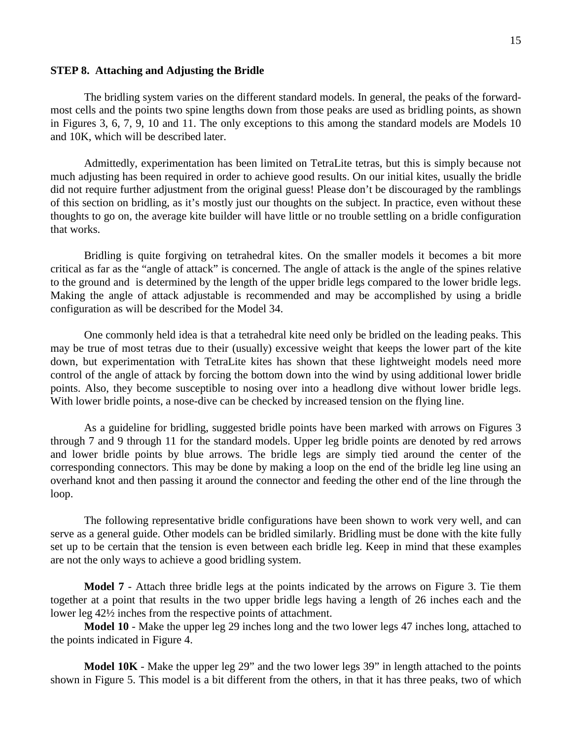**STEP 8. Attaching and Adjusting the Bridle**

The bridling system varies on the different standard models. In general, the peaks of the forward-most cells and the points two spine lengths down from those peaks are used as bridling points, as shown in Figures 3, 6, 7, 9, 10 and 11. The only exceptions to this among the standard models are Models 10 and 10K, which will be described later.

Admittedly, experimentation has been limited on TetraLite tetras, but this is simply because not much adjusting has been required in order to achieve good results. On our initial kites, usually the bridle did not require further adjustment from the original guess! Please don't be discouraged by the ramblings of this section on bridling, as it's mostly just our thoughts on the subject. In practice, even without these thoughts to go on, the average kite builder will have little or no trouble settling on a bridle configuration that works.

Bridling is quite forgiving on tetrahedral kites. On the smaller models it becomes a bit more critical as far as the "angle of attack" is concerned. The angle of attack is the angle of the spines relative to the ground and is determined by the length of the upper bridle legs compared to the lower bridle legs. Making the angle of attack adjustable is recommended and may be accomplished by using a bridle configuration as will be described for the Model 34.

One commonly held idea is that a tetrahedral kite need only be bridled on the leading peaks. This may be true of most tetras due to their (usually) excessive weight that keeps the lower part of the kite down, but experimentation with TetraLite kites has shown that these lightweight models need more control of the angle of attack by forcing the bottom down into the wind by using additional lower bridle points. Also, they become susceptible to nosing over into a headlong dive without lower bridle legs. With lower bridle points, a nose-dive can be checked by increased tension on the flying line.

As a guideline for bridling, suggested bridle points have been marked with arrows on Figures 3 through 7 and 9 through 11 for the standard models. Upper leg bridle points are denoted by red arrows and lower bridle points by blue arrows. The bridle legs are simply tied around the center of the corresponding connectors. This may be done by making a loop on the end of the bridle leg line using an overhand knot and then passing it around the connector and feeding the other end of the line through the loop.

The following representative bridle configurations have been shown to work very well, and can serve as a general guide. Other models can be bridled similarly. Bridling must be done with the kite fully set up to be certain that the tension is even between each bridle leg. Keep in mind that these examples are not the only ways to achieve a good bridling system.

**Model 7** - Attach three bridle legs at the points indicated by the arrows on Figure 3. Tie them together at a point that results in the two upper bridle legs having a length of 26 inches each and the lower leg 42½ inches from the respective points of attachment.

**Model 10** - Make the upper leg 29 inches long and the two lower legs 47 inches long, attached to the points indicated in Figure 4.

**Model 10K** - Make the upper leg 29" and the two lower legs 39" in length attached to the points shown in Figure 5. This model is a bit different from the others, in that it has three peaks, two of which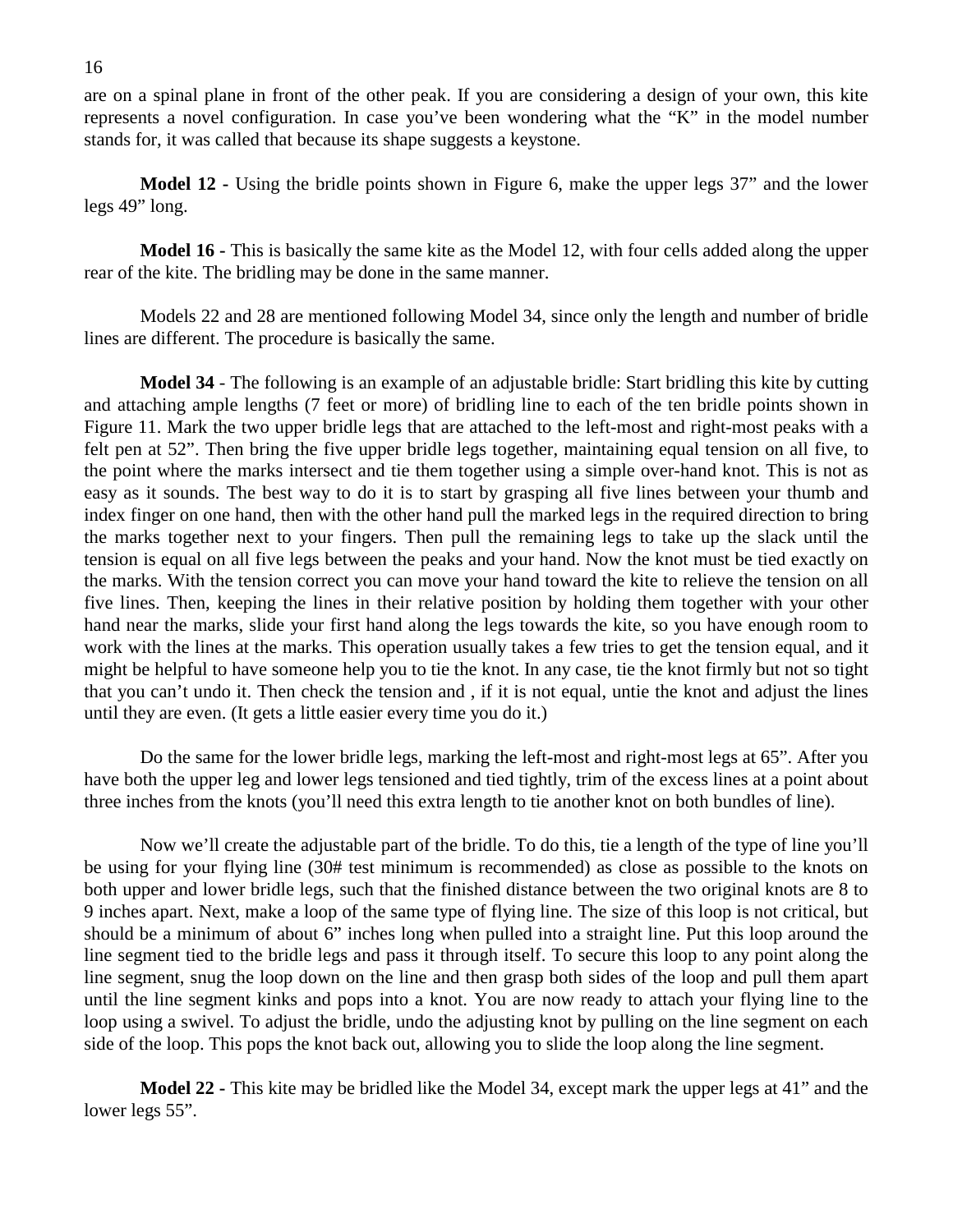are on a spinal plane in front of the other peak. If you are considering a design of your own, this kite represents a novel configuration. In case you've been wondering what the "K" in the model number stands for, it was called that because its shape suggests a keystone.

**Model 12 -** Using the bridle points shown in Figure 6, make the upper legs 37" and the lower legs 49" long.

**Model 16 -** This is basically the same kite as the Model 12, with four cells added along the upper rear of the kite. The bridling may be done in the same manner.

Models 22 and 28 are mentioned following Model 34, since only the length and number of bridle lines are different. The procedure is basically the same.

**Model 34** - The following is an example of an adjustable bridle: Start bridling this kite by cutting and attaching ample lengths (7 feet or more) of bridling line to each of the ten bridle points shown in Figure 11. Mark the two upper bridle legs that are attached to the left-most and right-most peaks with a felt pen at 52". Then bring the five upper bridle legs together, maintaining equal tension on all five, to the point where the marks intersect and tie them together using a simple over-hand knot. This is not as easy as it sounds. The best way to do it is to start by grasping all five lines between your thumb and index finger on one hand, then with the other hand pull the marked legs in the required direction to bring the marks together next to your fingers. Then pull the remaining legs to take up the slack until the tension is equal on all five legs between the peaks and your hand. Now the knot must be tied exactly on the marks. With the tension correct you can move your hand toward the kite to relieve the tension on all five lines. Then, keeping the lines in their relative position by holding them together with your other hand near the marks, slide your first hand along the legs towards the kite, so you have enough room to work with the lines at the marks. This operation usually takes a few tries to get the tension equal, and it might be helpful to have someone help you to tie the knot. In any case, tie the knot firmly but not so tight that you can't undo it. Then check the tension and , if it is not equal, untie the knot and adjust the lines until they are even. (It gets a little easier every time you do it.)

Do the same for the lower bridle legs, marking the left-most and right-most legs at 65". After you have both the upper leg and lower legs tensioned and tied tightly, trim of the excess lines at a point about three inches from the knots (you'll need this extra length to tie another knot on both bundles of line).

Now we'll create the adjustable part of the bridle. To do this, tie a length of the type of line you'll be using for your flying line (30# test minimum is recommended) as close as possible to the knots on both upper and lower bridle legs, such that the finished distance between the two original knots are 8 to 9 inches apart. Next, make a loop of the same type of flying line. The size of this loop is not critical, but should be a minimum of about 6" inches long when pulled into a straight line. Put this loop around the line segment tied to the bridle legs and pass it through itself. To secure this loop to any point along the line segment, snug the loop down on the line and then grasp both sides of the loop and pull them apart until the line segment kinks and pops into a knot. You are now ready to attach your flying line to the loop using a swivel. To adjust the bridle, undo the adjusting knot by pulling on the line segment on each side of the loop. This pops the knot back out, allowing you to slide the loop along the line segment.

**Model 22 -** This kite may be bridled like the Model 34, except mark the upper legs at 41" and the lower legs 55".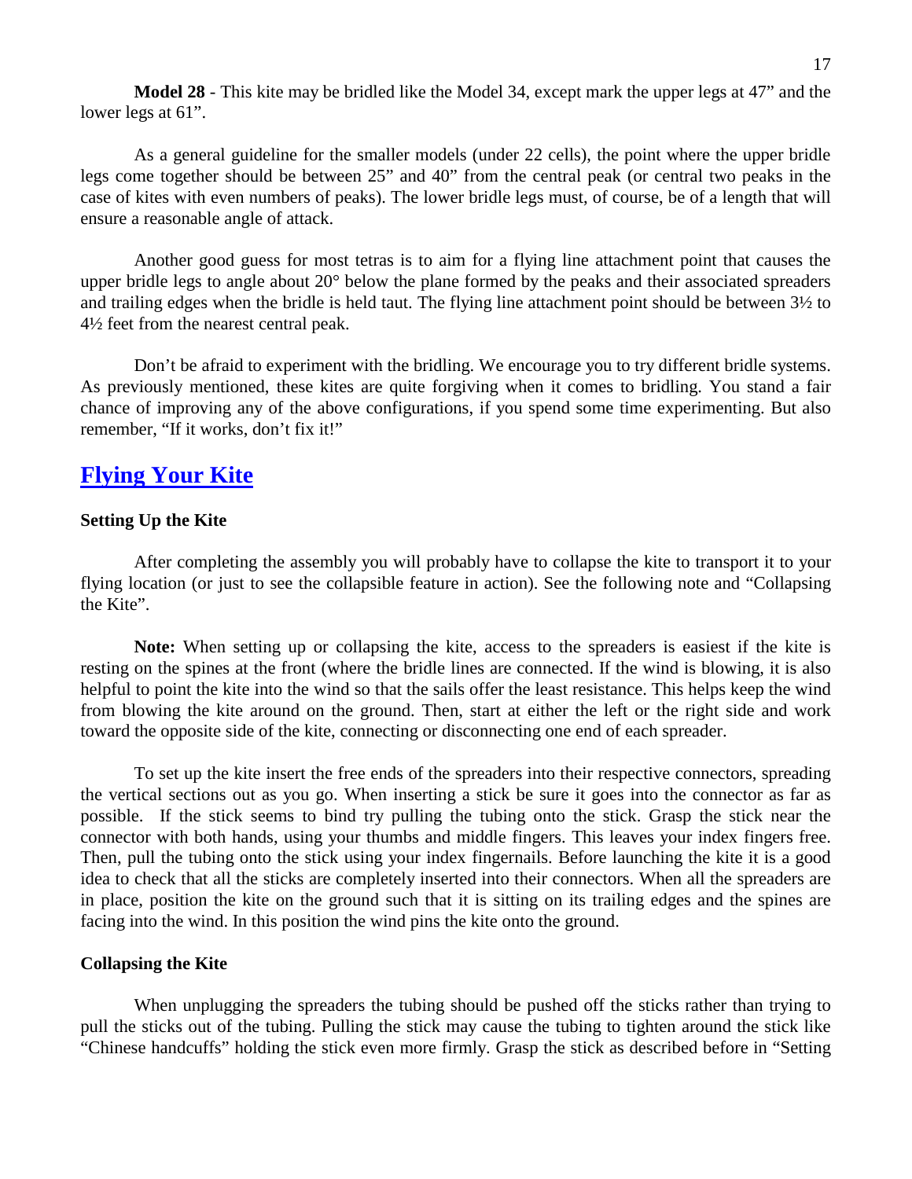**Model 28** - This kite may be bridled like the Model 34, except mark the upper legs at 47" and the lower legs at 61".

As a general guideline for the smaller models (under 22 cells), the point where the upper bridle legs come together should be between 25" and 40" from the central peak (or central two peaks in the case of kites with even numbers of peaks). The lower bridle legs must, of course, be of a length that will ensure a reasonable angle of attack.

Another good guess for most tetras is to aim for a flying line attachment point that causes the upper bridle legs to angle about 20° below the plane formed by the peaks and their associated spreaders and trailing edges when the bridle is held taut. The flying line attachment point should be between 3½ to 4½ feet from the nearest central peak.

Don't be afraid to experiment with the bridling. We encourage you to try different bridle systems. As previously mentioned, these kites are quite forgiving when it comes to bridling. You stand a fair chance of improving any of the above configurations, if you spend some time experimenting. But also remember, "If it works, don't fix it!"

## Flying Your Kite

### Setting Up the Kite

After completing the assembly you will probably have to collapse the kite to transport it to your flying location (or just to see the collapsible feature in action). See the following note and "Collapsing the Kite".

**Note:** When setting up or collapsing the kite, access to the spreaders is easiest if the kite is resting on the spines at the front (where the bridle lines are connected. If the wind is blowing, it is also helpful to point the kite into the wind so that the sails offer the least resistance. This helps keep the wind from blowing the kite around on the ground. Then, start at either the left or the right side and work toward the opposite side of the kite, connecting or disconnecting one end of each spreader.

To set up the kite insert the free ends of the spreaders into their respective connectors, spreading the vertical sections out as you go. When inserting a stick be sure it goes into the connector as far as possible. If the stick seems to bind try pulling the tubing onto the stick. Grasp the stick near the connector with both hands, using your thumbs and middle fingers. This leaves your index fingers free. Then, pull the tubing onto the stick using your index fingernails. Before launching the kite it is a good idea to check that all the sticks are completely inserted into their connectors. When all the spreaders are in place, position the kite on the ground such that it is sitting on its trailing edges and the spines are facing into the wind. In this position the wind pins the kite onto the ground.

### Collapsing the Kite

When unplugging the spreaders the tubing should be pushed off the sticks rather than trying to pull the sticks out of the tubing. Pulling the stick may cause the tubing to tighten around the stick like "Chinese handcuffs" holding the stick even more firmly. Grasp the stick as described before in "Setting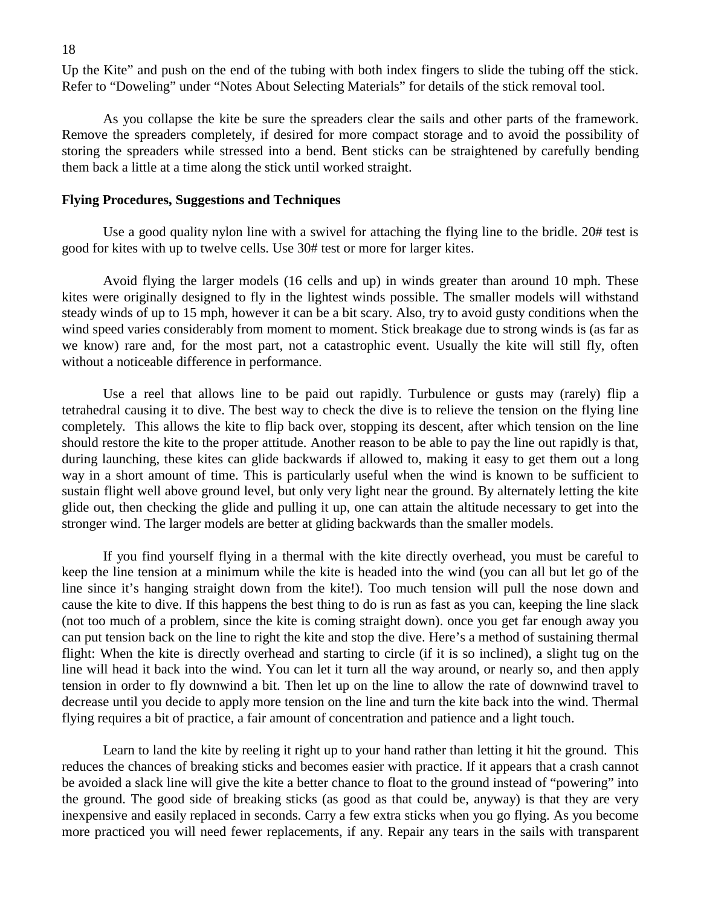Up the Kite" and push on the end of the tubing with both index fingers to slide the tubing off the stick. Refer to "Doweling" under "Notes About Selecting Materials" for details of the stick removal tool.

As you collapse the kite be sure the spreaders clear the sails and other parts of the framework. Remove the spreaders completely, if desired for more compact storage and to avoid the possibility of storing the spreaders while stressed into a bend. Bent sticks can be straightened by carefully bending them back a little at a time along the stick until worked straight.

**Flying Procedures, Suggestions and Techniques**

Use a good quality nylon line with a swivel for attaching the flying line to the bridle. 20# test is good for kites with up to twelve cells. Use 30# test or more for larger kites.

Avoid flying the larger models (16 cells and up) in winds greater than around 10 mph. These kites were originally designed to fly in the lightest winds possible. The smaller models will withstand steady winds of up to 15 mph, however it can be a bit scary. Also, try to avoid gusty conditions when the wind speed varies considerably from moment to moment. Stick breakage due to strong winds is (as far as we know) rare and, for the most part, not a catastrophic event. Usually the kite will still fly, often without a noticeable difference in performance.

Use a reel that allows line to be paid out rapidly. Turbulence or gusts may (rarely) flip a tetrahedral causing it to dive. The best way to check the dive is to relieve the tension on the flying line completely. This allows the kite to flip back over, stopping its descent, after which tension on the line should restore the kite to the proper attitude. Another reason to be able to pay the line out rapidly is that, during launching, these kites can glide backwards if allowed to, making it easy to get them out a long way in a short amount of time. This is particularly useful when the wind is known to be sufficient to sustain flight well above ground level, but only very light near the ground. By alternately letting the kite glide out, then checking the glide and pulling it up, one can attain the altitude necessary to get into the stronger wind. The larger models are better at gliding backwards than the smaller models.

If you find yourself flying in a thermal with the kite directly overhead, you must be careful to keep the line tension at a minimum while the kite is headed into the wind (you can all but let go of the line since it's hanging straight down from the kite!). Too much tension will pull the nose down and cause the kite to dive. If this happens the best thing to do is run as fast as you can, keeping the line slack (not too much of a problem, since the kite is coming straight down). once you get far enough away you can put tension back on the line to right the kite and stop the dive. Here's a method of sustaining thermal flight: When the kite is directly overhead and starting to circle (if it is so inclined), a slight tug on the line will head it back into the wind. You can let it turn all the way around, or nearly so, and then apply tension in order to fly downwind a bit. Then let up on the line to allow the rate of downwind travel to decrease until you decide to apply more tension on the line and turn the kite back into the wind. Thermal flying requires a bit of practice, a fair amount of concentration and patience and a light touch.

Learn to land the kite by reeling it right up to your hand rather than letting it hit the ground. This reduces the chances of breaking sticks and becomes easier with practice. If it appears that a crash cannot be avoided a slack line will give the kite a better chance to float to the ground instead of "powering" into the ground. The good side of breaking sticks (as good as that could be, anyway) is that they are very inexpensive and easily replaced in seconds. Carry a few extra sticks when you go flying. As you become more practiced you will need fewer replacements, if any. Repair any tears in the sails with transparent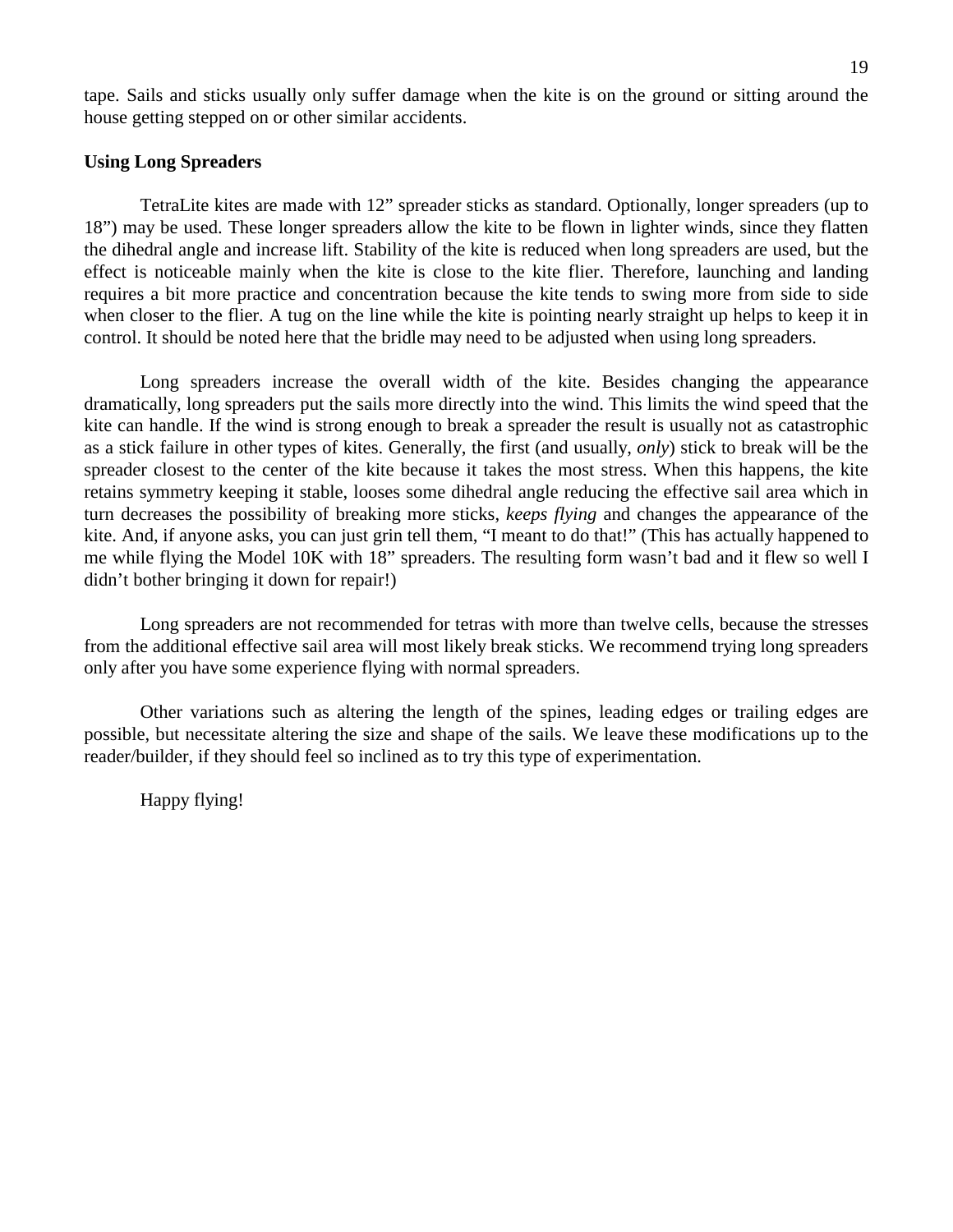tape. Sails and sticks usually only suffer damage when the kite is on the ground or sitting around the house getting stepped on or other similar accidents.

**Using Long Spreaders**

TetraLite kites are made with 12" spreader sticks as standard. Optionally, longer spreaders (up to 18") may be used. These longer spreaders allow the kite to be flown in lighter winds, since they flatten the dihedral angle and increase lift. Stability of the kite is reduced when long spreaders are used, but the effect is noticeable mainly when the kite is close to the kite flier. Therefore, launching and landing requires a bit more practice and concentration because the kite tends to swing more from side to side when closer to the flier. A tug on the line while the kite is pointing nearly straight up helps to keep it in control. It should be noted here that the bridle may need to be adjusted when using long spreaders.

Long spreaders increase the overall width of the kite. Besides changing the appearance dramatically, long spreaders put the sails more directly into the wind. This limits the wind speed that the kite can handle. If the wind is strong enough to break a spreader the result is usually not as catastrophic as a stick failure in other types of kites. Generally, the first (and usually, *only*) stick to break will be the spreader closest to the center of the kite because it takes the most stress. When this happens, the kite retains symmetry keeping it stable, looses some dihedral angle reducing the effective sail area which in turn decreases the possibility of breaking more sticks, *keeps flying* and changes the appearance of the kite. And, if anyone asks, you can just grin tell them, "I meant to do that!" (This has actually happened to me while flying the Model 10K with 18" spreaders. The resulting form wasn't bad and it flew so well I didn't bother bringing it down for repair!)

Long spreaders are not recommended for tetras with more than twelve cells, because the stresses from the additional effective sail area will most likely break sticks. We recommend trying long spreaders only after you have some experience flying with normal spreaders.

Other variations such as altering the length of the spines, leading edges or trailing edges are possible, but necessitate altering the size and shape of the sails. We leave these modifications up to the reader/builder, if they should feel so inclined as to try this type of experimentation.

Happy flying!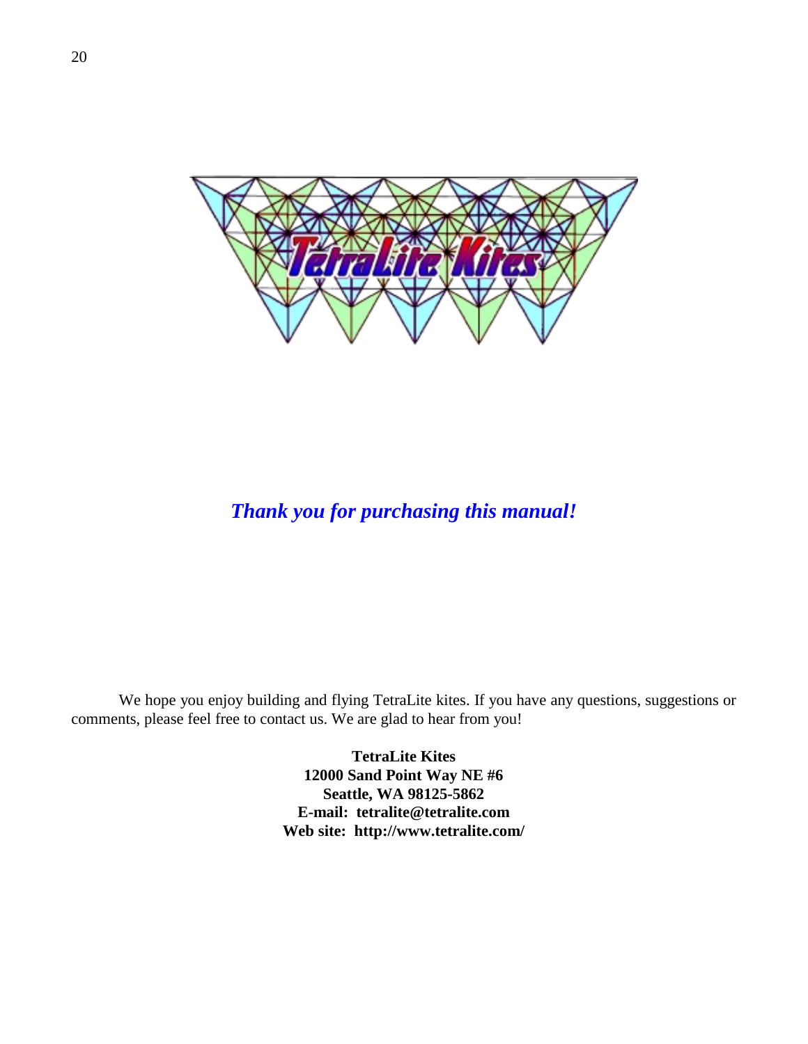*Thank you for purchasing this manual!*

We hope you enjoy building and flying TetraLite kites. If you have any questions, suggestions or comments, please feel free to contact us. We are glad to hear from you!

**TetraLite Kites**
**12000 Sand Point Way NE #6**
**Seattle, WA 98125-5862**
**E-mail: tetralite@tetralite.com**
**Web site: http://www.tetralite.com/**